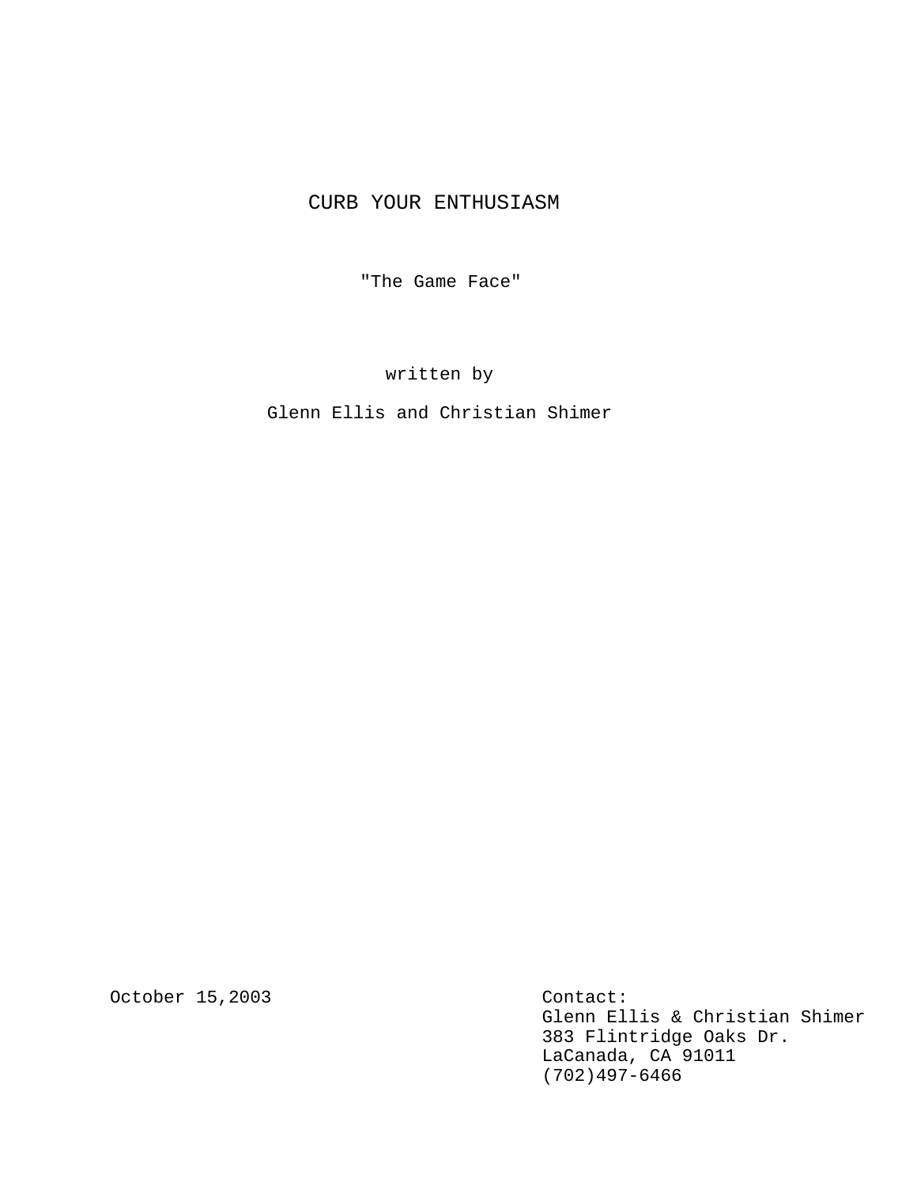# CURB YOUR ENTHUSIASM

"The Game Face"

written by

Glenn Ellis and Christian Shimer

October 15,2003

Contact:
Glenn Ellis & Christian Shimer
383 Flintridge Oaks Dr.
LaCanada, CA 91011
(702)497-6466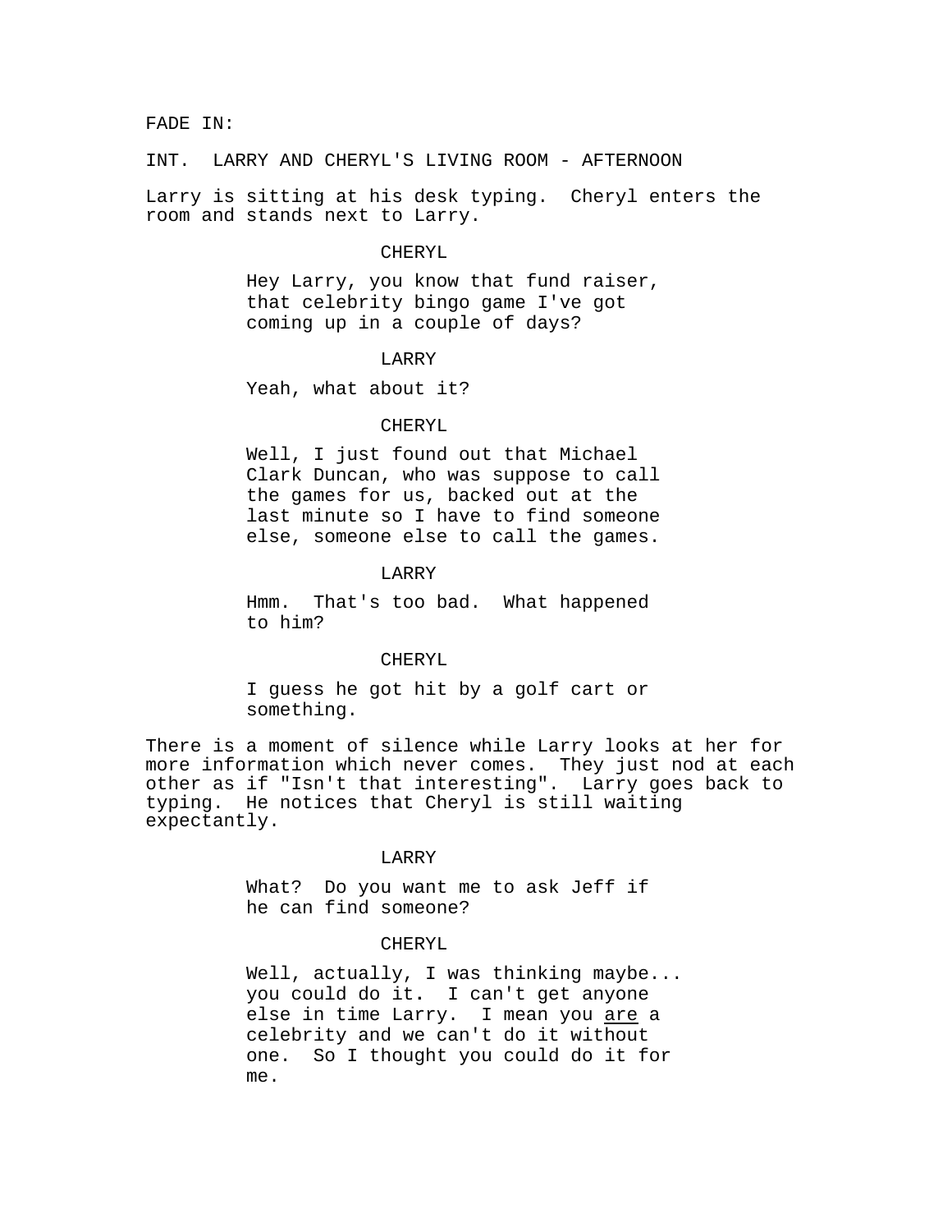FADE IN:

INT. LARRY AND CHERYL'S LIVING ROOM - AFTERNOON

Larry is sitting at his desk typing. Cheryl enters the room and stands next to Larry.

CHERYL

Hey Larry, you know that fund raiser, that celebrity bingo game I've got coming up in a couple of days?

LARRY

Yeah, what about it?

CHERYL

Well, I just found out that Michael Clark Duncan, who was suppose to call the games for us, backed out at the last minute so I have to find someone else, someone else to call the games.

LARRY

Hmm. That's too bad. What happened to him?

CHERYL

I guess he got hit by a golf cart or something.

There is a moment of silence while Larry looks at her for more information which never comes. They just nod at each other as if "Isn't that interesting". Larry goes back to typing. He notices that Cheryl is still waiting expectantly.

LARRY

What? Do you want me to ask Jeff if he can find someone?

CHERYL

Well, actually, I was thinking maybe... you could do it. I can't get anyone else in time Larry. I mean you are a celebrity and we can't do it without one. So I thought you could do it for me.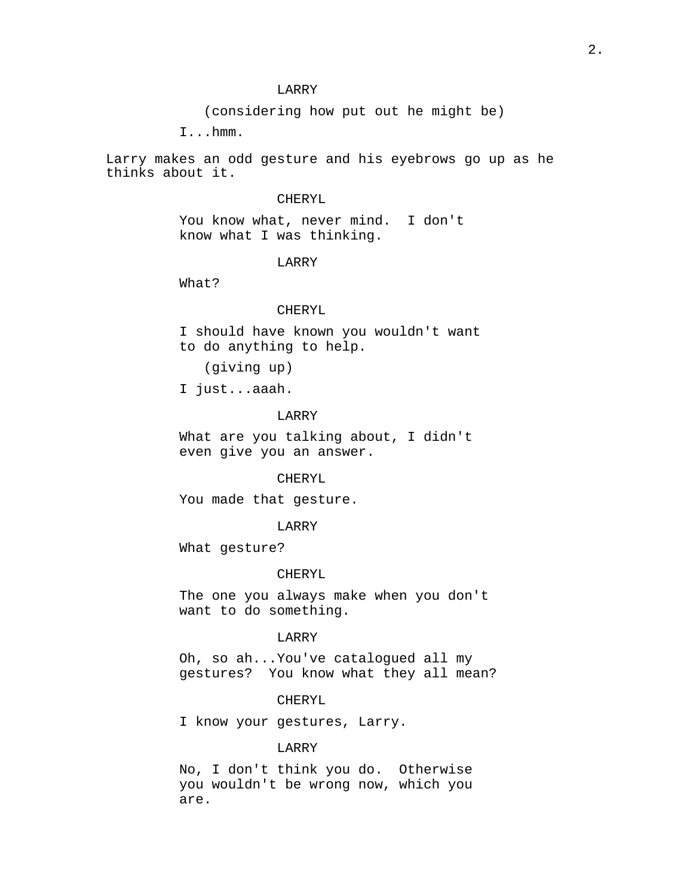LARRY

(considering how put out he might be)

I...hmm.

Larry makes an odd gesture and his eyebrows go up as he thinks about it.

CHERYL

You know what, never mind.  I don't know what I was thinking.

LARRY

What?

CHERYL

I should have known you wouldn't want to do anything to help.

(giving up)

I just...aaah.

LARRY

What are you talking about, I didn't even give you an answer.

CHERYL

You made that gesture.

LARRY

What gesture?

CHERYL

The one you always make when you don't want to do something.

LARRY

Oh, so ah...You've catalogued all my gestures?  You know what they all mean?

CHERYL

I know your gestures, Larry.

LARRY

No, I don't think you do.  Otherwise you wouldn't be wrong now, which you are.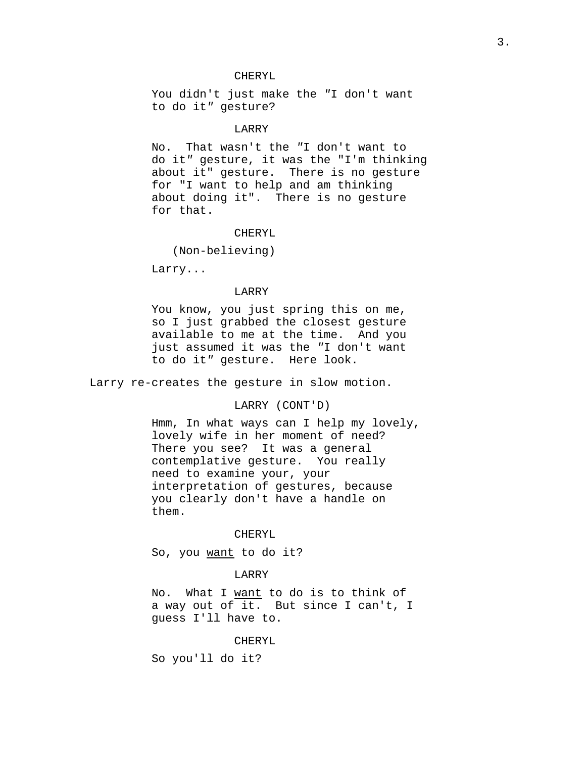CHERYL

You didn't just make the ″I don't want to do it″ gesture?

LARRY

No. That wasn't the ″I don't want to do it″ gesture, it was the "I'm thinking about it" gesture. There is no gesture for "I want to help and am thinking about doing it". There is no gesture for that.

CHERYL

(Non-believing)

Larry...

LARRY

You know, you just spring this on me, so I just grabbed the closest gesture available to me at the time. And you just assumed it was the ″I don't want to do it″ gesture. Here look.

Larry re-creates the gesture in slow motion.

LARRY (CONT'D)

Hmm, In what ways can I help my lovely, lovely wife in her moment of need? There you see? It was a general contemplative gesture. You really need to examine your, your interpretation of gestures, because you clearly don't have a handle on them.

CHERYL

So, you <u>want</u> to do it?

LARRY

No. What I <u>want</u> to do is to think of a way out of it. But since I can't, I guess I'll have to.

CHERYL

So you'll do it?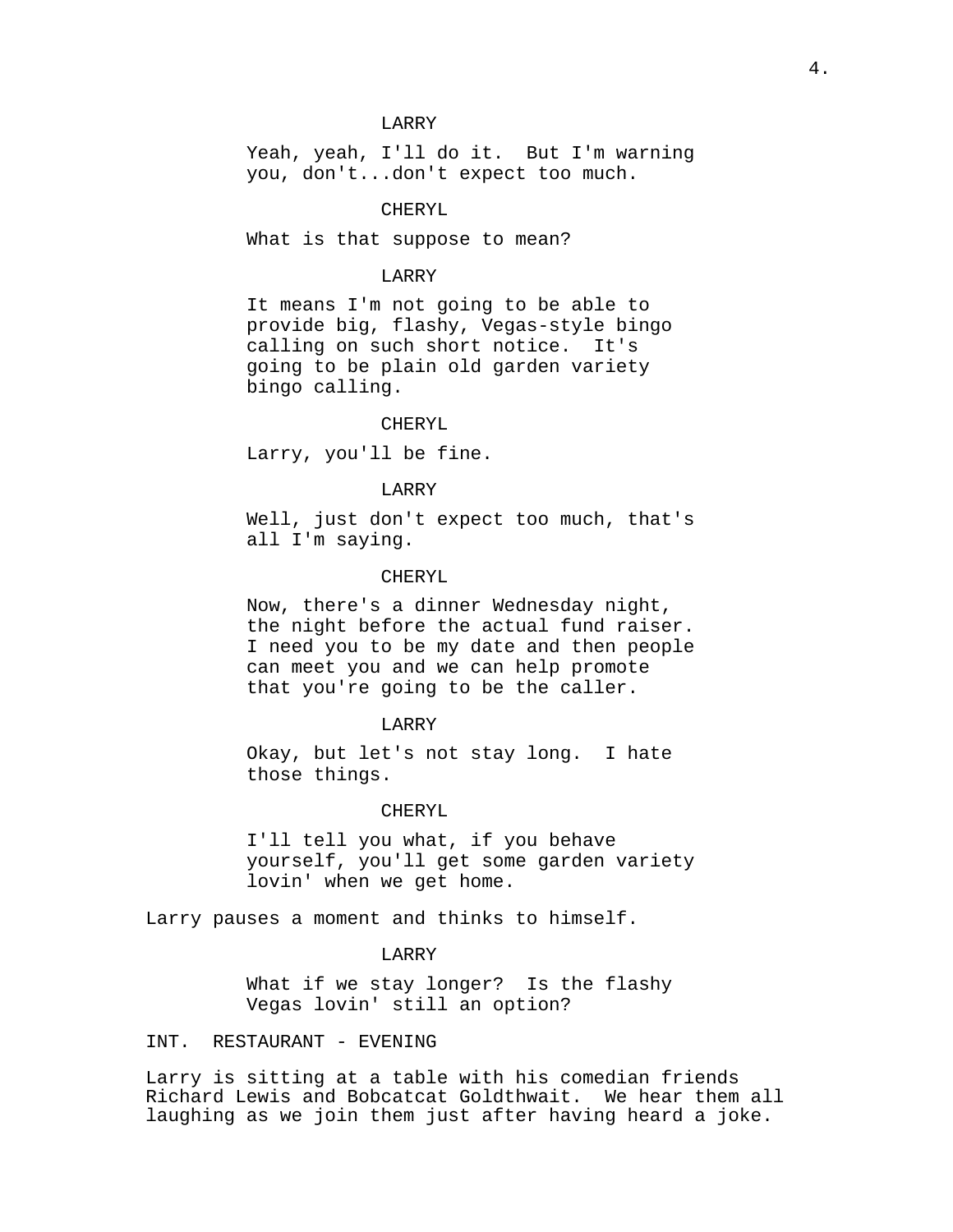LARRY

Yeah, yeah, I'll do it.  But I'm warning you, don't...don't expect too much.

CHERYL

What is that suppose to mean?

LARRY

It means I'm not going to be able to provide big, flashy, Vegas-style bingo calling on such short notice.  It's going to be plain old garden variety bingo calling.

CHERYL

Larry, you'll be fine.

LARRY

Well, just don't expect too much, that's all I'm saying.

CHERYL

Now, there's a dinner Wednesday night, the night before the actual fund raiser. I need you to be my date and then people can meet you and we can help promote that you're going to be the caller.

LARRY

Okay, but let's not stay long.  I hate those things.

CHERYL

I'll tell you what, if you behave yourself, you'll get some garden variety lovin' when we get home.

Larry pauses a moment and thinks to himself.

LARRY

What if we stay longer?  Is the flashy Vegas lovin' still an option?

INT.  RESTAURANT - EVENING

Larry is sitting at a table with his comedian friends Richard Lewis and Bobcatcat Goldthwait.  We hear them all laughing as we join them just after having heard a joke.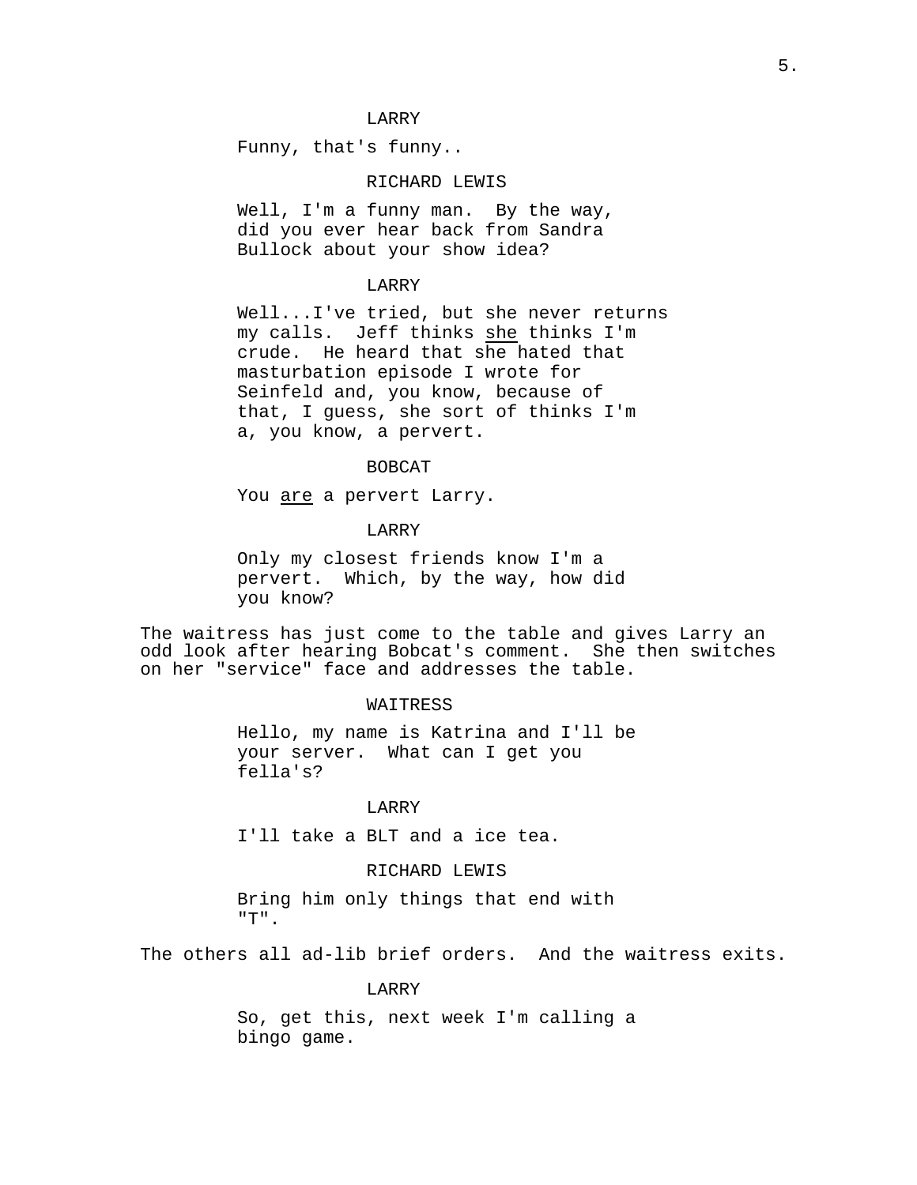LARRY

Funny, that's funny..

RICHARD LEWIS

Well, I'm a funny man. By the way, did you ever hear back from Sandra Bullock about your show idea?

LARRY

Well...I've tried, but she never returns my calls. Jeff thinks <u>she</u> thinks I'm crude. He heard that she hated that masturbation episode I wrote for Seinfeld and, you know, because of that, I guess, she sort of thinks I'm a, you know, a pervert.

BOBCAT

You <u>are</u> a pervert Larry.

LARRY

Only my closest friends know I'm a pervert. Which, by the way, how did you know?

The waitress has just come to the table and gives Larry an odd look after hearing Bobcat's comment. She then switches on her "service" face and addresses the table.

WAITRESS

Hello, my name is Katrina and I'll be your server. What can I get you fella's?

LARRY

I'll take a BLT and a ice tea.

RICHARD LEWIS

Bring him only things that end with "T".

The others all ad-lib brief orders. And the waitress exits.

LARRY

So, get this, next week I'm calling a bingo game.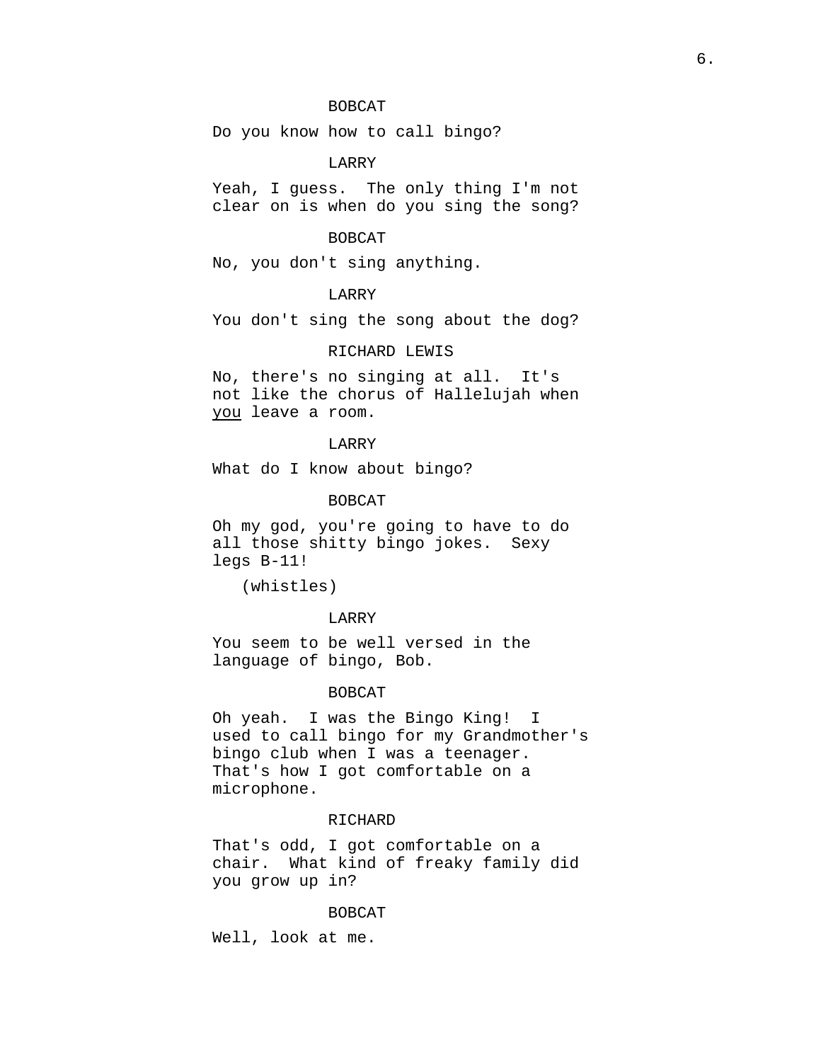BOBCAT

Do you know how to call bingo?

LARRY

Yeah, I guess. The only thing I'm not clear on is when do you sing the song?

BOBCAT

No, you don't sing anything.

LARRY

You don't sing the song about the dog?

RICHARD LEWIS

No, there's no singing at all. It's not like the chorus of Hallelujah when _you_ leave a room.

LARRY

What do I know about bingo?

BOBCAT

Oh my god, you're going to have to do all those shitty bingo jokes. Sexy legs B-11!

(whistles)

LARRY

You seem to be well versed in the language of bingo, Bob.

BOBCAT

Oh yeah. I was the Bingo King! I used to call bingo for my Grandmother's bingo club when I was a teenager. That's how I got comfortable on a microphone.

RICHARD

That's odd, I got comfortable on a chair. What kind of freaky family did you grow up in?

BOBCAT

Well, look at me.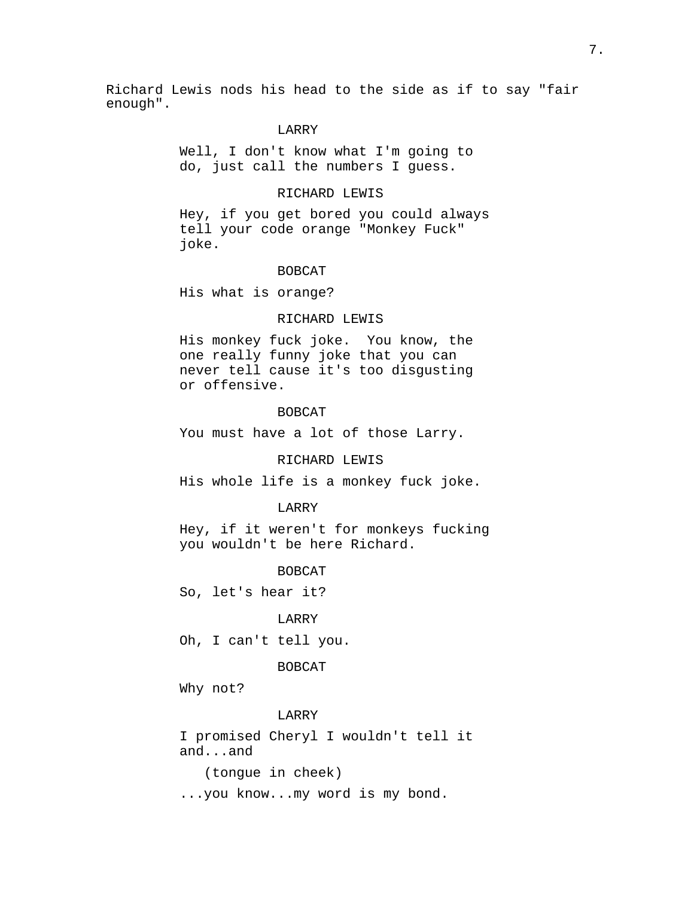Richard Lewis nods his head to the side as if to say "fair enough".

LARRY

Well, I don't know what I'm going to do, just call the numbers I guess.

RICHARD LEWIS

Hey, if you get bored you could always tell your code orange "Monkey Fuck" joke.

BOBCAT

His what is orange?

RICHARD LEWIS

His monkey fuck joke.  You know, the one really funny joke that you can never tell cause it's too disgusting or offensive.

BOBCAT

You must have a lot of those Larry.

RICHARD LEWIS

His whole life is a monkey fuck joke.

LARRY

Hey, if it weren't for monkeys fucking you wouldn't be here Richard.

BOBCAT

So, let's hear it?

LARRY

Oh, I can't tell you.

BOBCAT

Why not?

LARRY

I promised Cheryl I wouldn't tell it and...and

(tongue in cheek)

...you know...my word is my bond.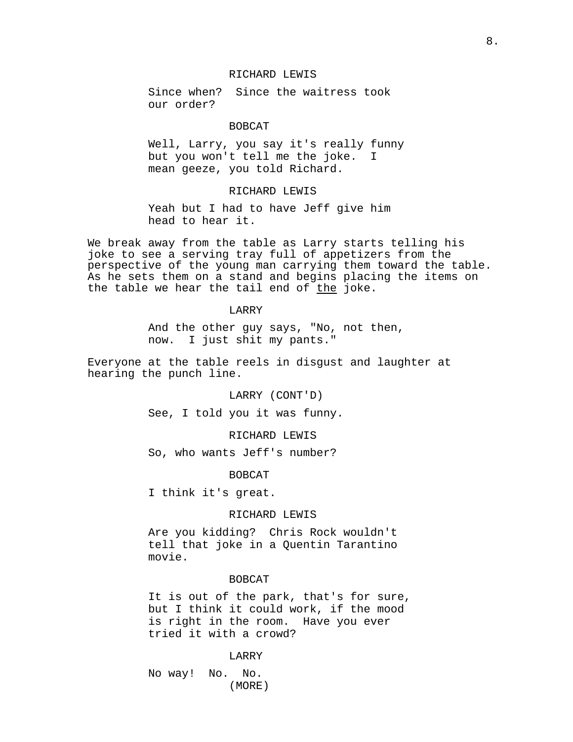RICHARD LEWIS

Since when? Since the waitress took our order?

BOBCAT

Well, Larry, you say it's really funny but you won't tell me the joke. I mean geeze, you told Richard.

RICHARD LEWIS

Yeah but I had to have Jeff give him head to hear it.

We break away from the table as Larry starts telling his joke to see a serving tray full of appetizers from the perspective of the young man carrying them toward the table. As he sets them on a stand and begins placing the items on the table we hear the tail end of <u>the</u> joke.

LARRY

And the other guy says, "No, not then, now. I just shit my pants."

Everyone at the table reels in disgust and laughter at hearing the punch line.

LARRY (CONT'D)

See, I told you it was funny.

RICHARD LEWIS

So, who wants Jeff's number?

BOBCAT

I think it's great.

RICHARD LEWIS

Are you kidding? Chris Rock wouldn't tell that joke in a Quentin Tarantino movie.

BOBCAT

It is out of the park, that's for sure, but I think it could work, if the mood is right in the room. Have you ever tried it with a crowd?

LARRY

No way! No. No.

(MORE)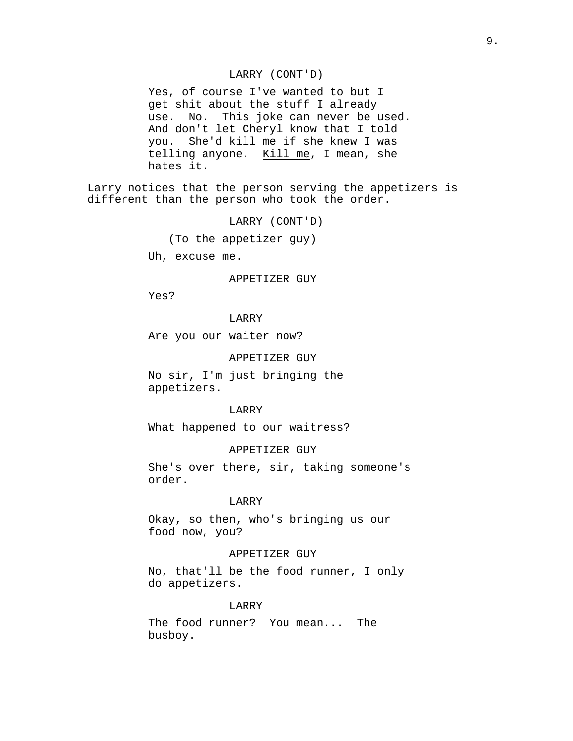LARRY (CONT'D)

Yes, of course I've wanted to but I get shit about the stuff I already use. No. This joke can never be used. And don't let Cheryl know that I told you. She'd kill me if she knew I was telling anyone. Kill me, I mean, she hates it.

Larry notices that the person serving the appetizers is different than the person who took the order.

LARRY (CONT'D)

(To the appetizer guy)

Uh, excuse me.

APPETIZER GUY

Yes?

LARRY

Are you our waiter now?

APPETIZER GUY

No sir, I'm just bringing the appetizers.

LARRY

What happened to our waitress?

APPETIZER GUY

She's over there, sir, taking someone's order.

LARRY

Okay, so then, who's bringing us our food now, you?

APPETIZER GUY

No, that'll be the food runner, I only do appetizers.

LARRY

The food runner? You mean... The busboy.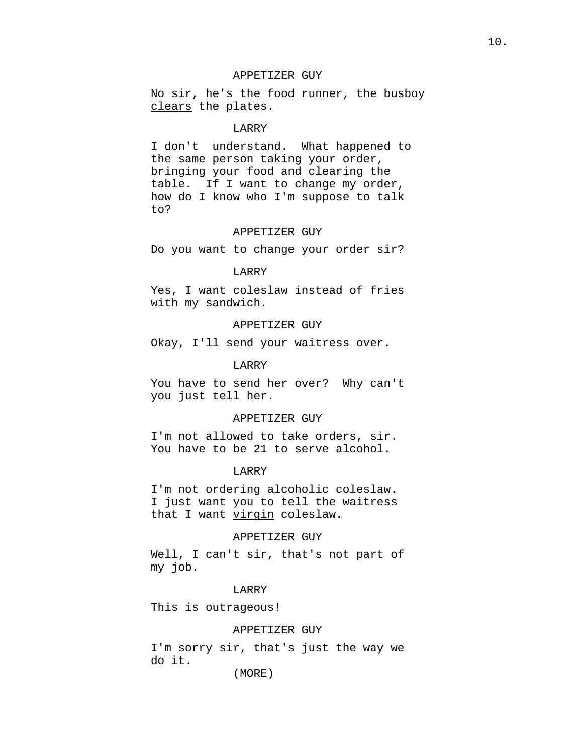APPETIZER GUY

No sir, he's the food runner, the busboy <u>clears</u> the plates.

LARRY

I don't understand. What happened to the same person taking your order, bringing your food and clearing the table. If I want to change my order, how do I know who I'm suppose to talk to?

APPETIZER GUY

Do you want to change your order sir?

LARRY

Yes, I want coleslaw instead of fries with my sandwich.

APPETIZER GUY

Okay, I'll send your waitress over.

LARRY

You have to send her over? Why can't you just tell her.

APPETIZER GUY

I'm not allowed to take orders, sir. You have to be 21 to serve alcohol.

LARRY

I'm not ordering alcoholic coleslaw. I just want you to tell the waitress that I want <u>virgin</u> coleslaw.

APPETIZER GUY

Well, I can't sir, that's not part of my job.

LARRY

This is outrageous!

APPETIZER GUY

I'm sorry sir, that's just the way we do it.

(MORE)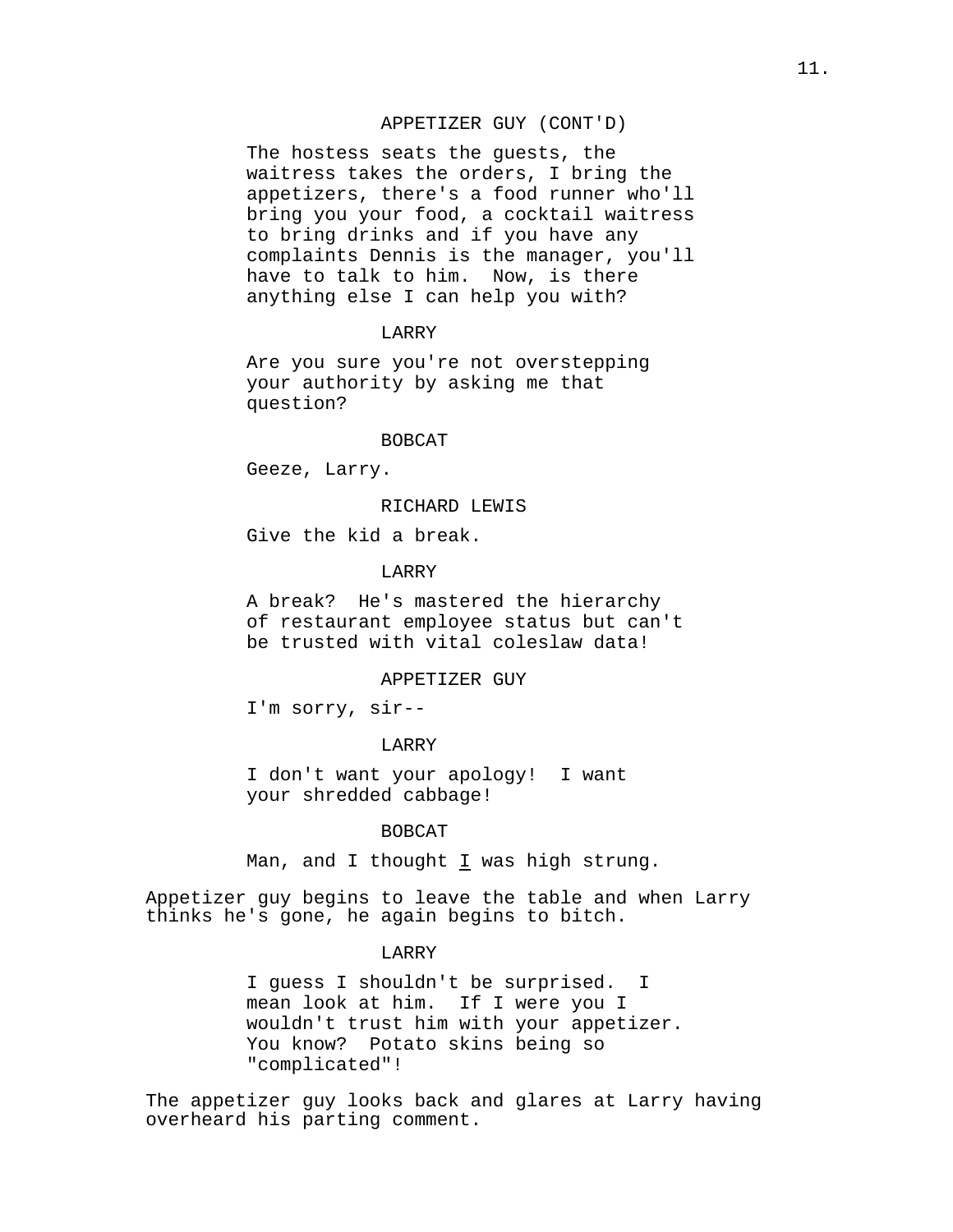APPETIZER GUY (CONT'D)

The hostess seats the guests, the waitress takes the orders, I bring the appetizers, there's a food runner who'll bring you your food, a cocktail waitress to bring drinks and if you have any complaints Dennis is the manager, you'll have to talk to him.  Now, is there anything else I can help you with?

LARRY

Are you sure you're not overstepping your authority by asking me that question?

BOBCAT

Geeze, Larry.

RICHARD LEWIS

Give the kid a break.

LARRY

A break?  He's mastered the hierarchy of restaurant employee status but can't be trusted with vital coleslaw data!

APPETIZER GUY

I'm sorry, sir--

LARRY

I don't want your apology!  I want your shredded cabbage!

BOBCAT

Man, and I thought _I_ was high strung.

Appetizer guy begins to leave the table and when Larry thinks he's gone, he again begins to bitch.

LARRY

I guess I shouldn't be surprised.  I mean look at him.  If I were you I wouldn't trust him with your appetizer.  You know?  Potato skins being so "complicated"!

The appetizer guy looks back and glares at Larry having overheard his parting comment.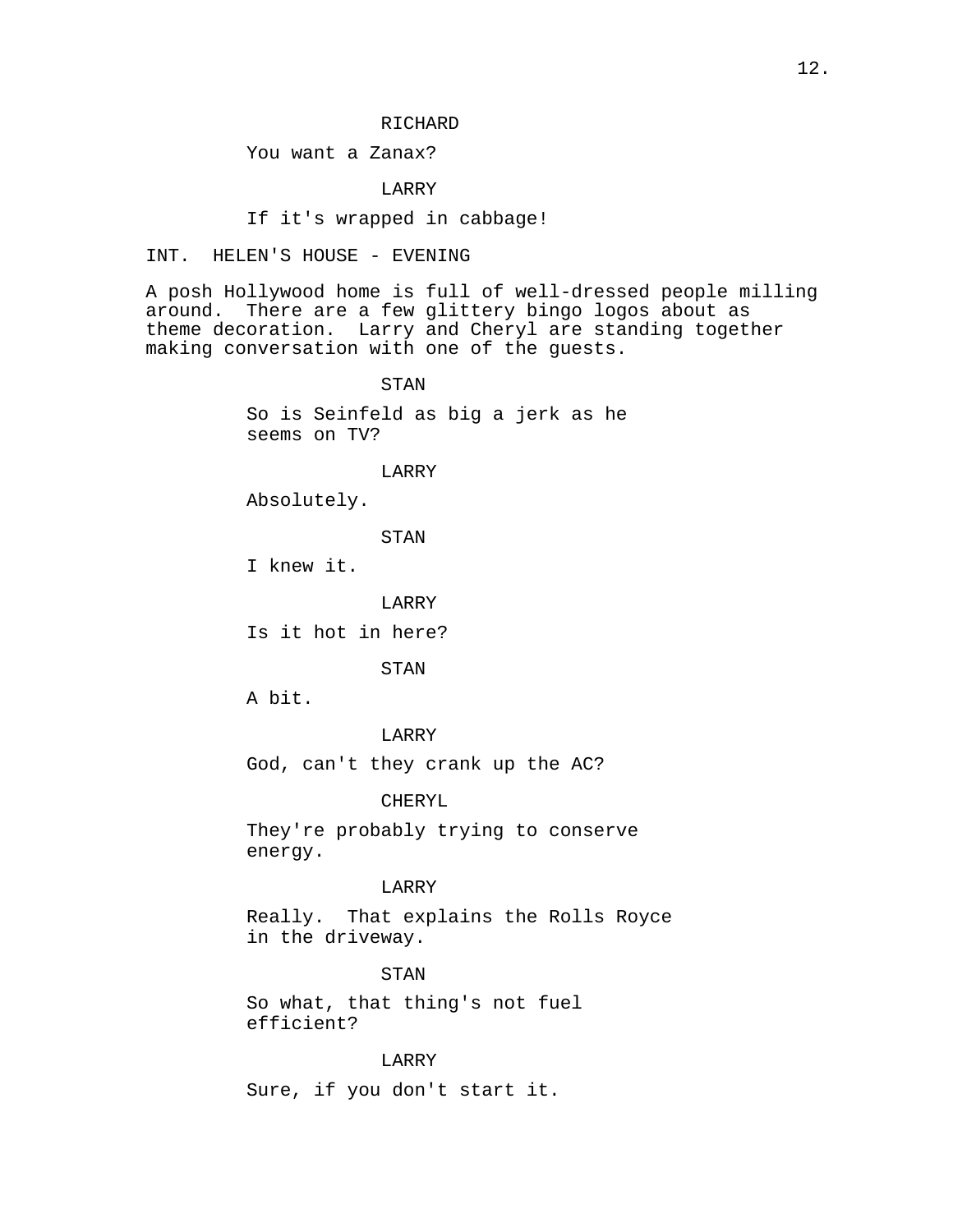RICHARD

You want a Zanax?

LARRY

If it's wrapped in cabbage!

INT. HELEN'S HOUSE - EVENING

A posh Hollywood home is full of well-dressed people milling around. There are a few glittery bingo logos about as theme decoration. Larry and Cheryl are standing together making conversation with one of the guests.

STAN

So is Seinfeld as big a jerk as he seems on TV?

LARRY

Absolutely.

STAN

I knew it.

LARRY

Is it hot in here?

STAN

A bit.

LARRY

God, can't they crank up the AC?

CHERYL

They're probably trying to conserve energy.

LARRY

Really. That explains the Rolls Royce in the driveway.

STAN

So what, that thing's not fuel efficient?

LARRY

Sure, if you don't start it.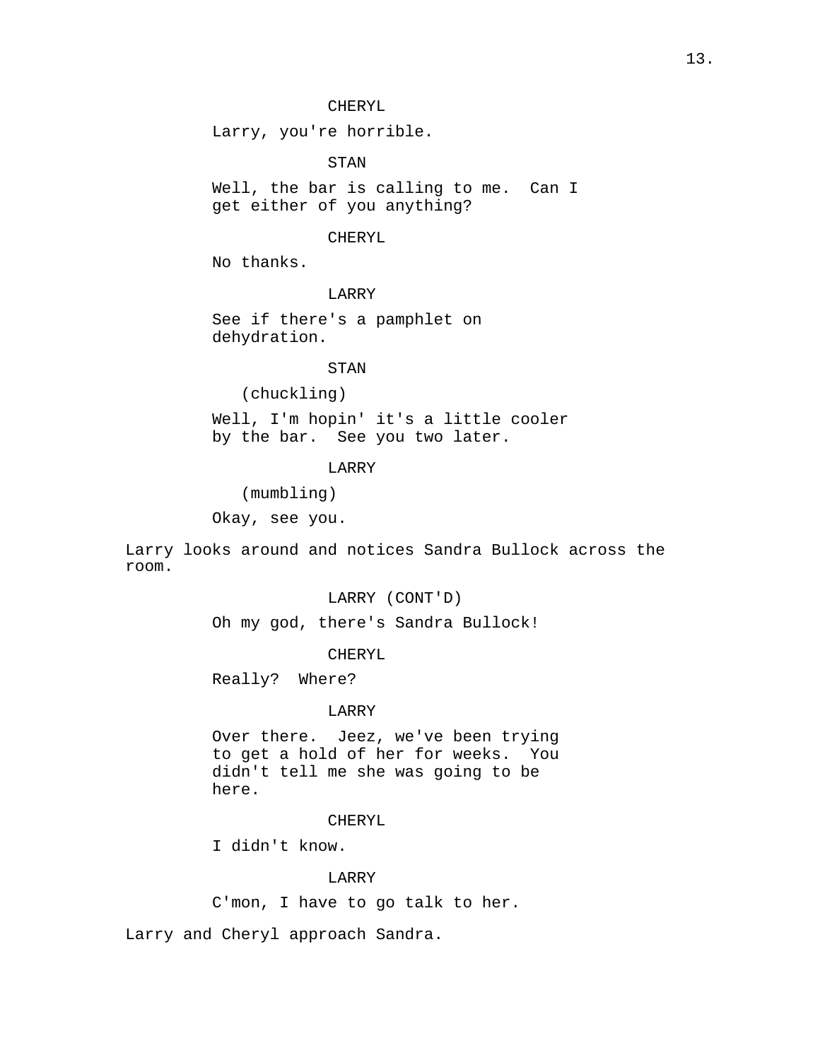CHERYL

Larry, you're horrible.

STAN

Well, the bar is calling to me. Can I get either of you anything?

CHERYL

No thanks.

LARRY

See if there's a pamphlet on dehydration.

STAN

(chuckling)

Well, I'm hopin' it's a little cooler by the bar. See you two later.

LARRY

(mumbling)

Okay, see you.

Larry looks around and notices Sandra Bullock across the room.

LARRY (CONT'D)

Oh my god, there's Sandra Bullock!

CHERYL

Really? Where?

LARRY

Over there. Jeez, we've been trying to get a hold of her for weeks. You didn't tell me she was going to be here.

CHERYL

I didn't know.

LARRY

C'mon, I have to go talk to her.

Larry and Cheryl approach Sandra.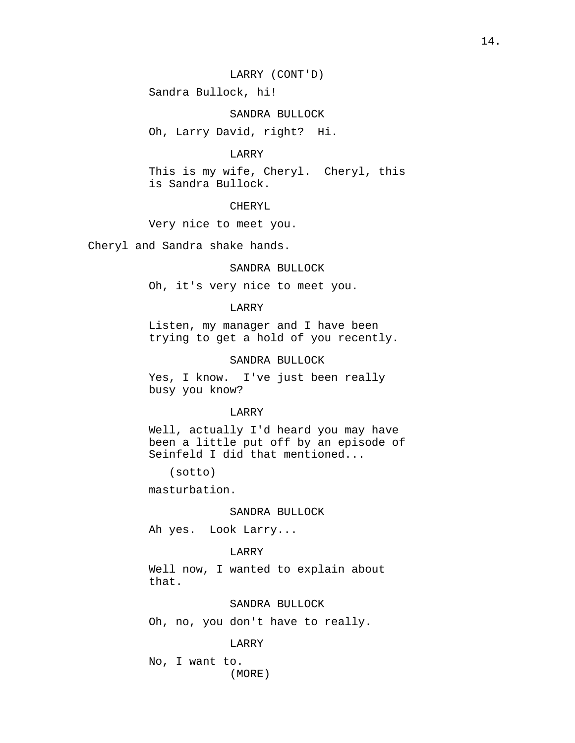LARRY (CONT'D)

Sandra Bullock, hi!

SANDRA BULLOCK

Oh, Larry David, right?  Hi.

LARRY

This is my wife, Cheryl.  Cheryl, this is Sandra Bullock.

CHERYL

Very nice to meet you.

Cheryl and Sandra shake hands.

SANDRA BULLOCK

Oh, it's very nice to meet you.

LARRY

Listen, my manager and I have been trying to get a hold of you recently.

SANDRA BULLOCK

Yes, I know.  I've just been really busy you know?

LARRY

Well, actually I'd heard you may have been a little put off by an episode of Seinfeld I did that mentioned...

(sotto)

masturbation.

SANDRA BULLOCK

Ah yes.  Look Larry...

LARRY

Well now, I wanted to explain about that.

SANDRA BULLOCK

Oh, no, you don't have to really.

LARRY

No, I want to.

(MORE)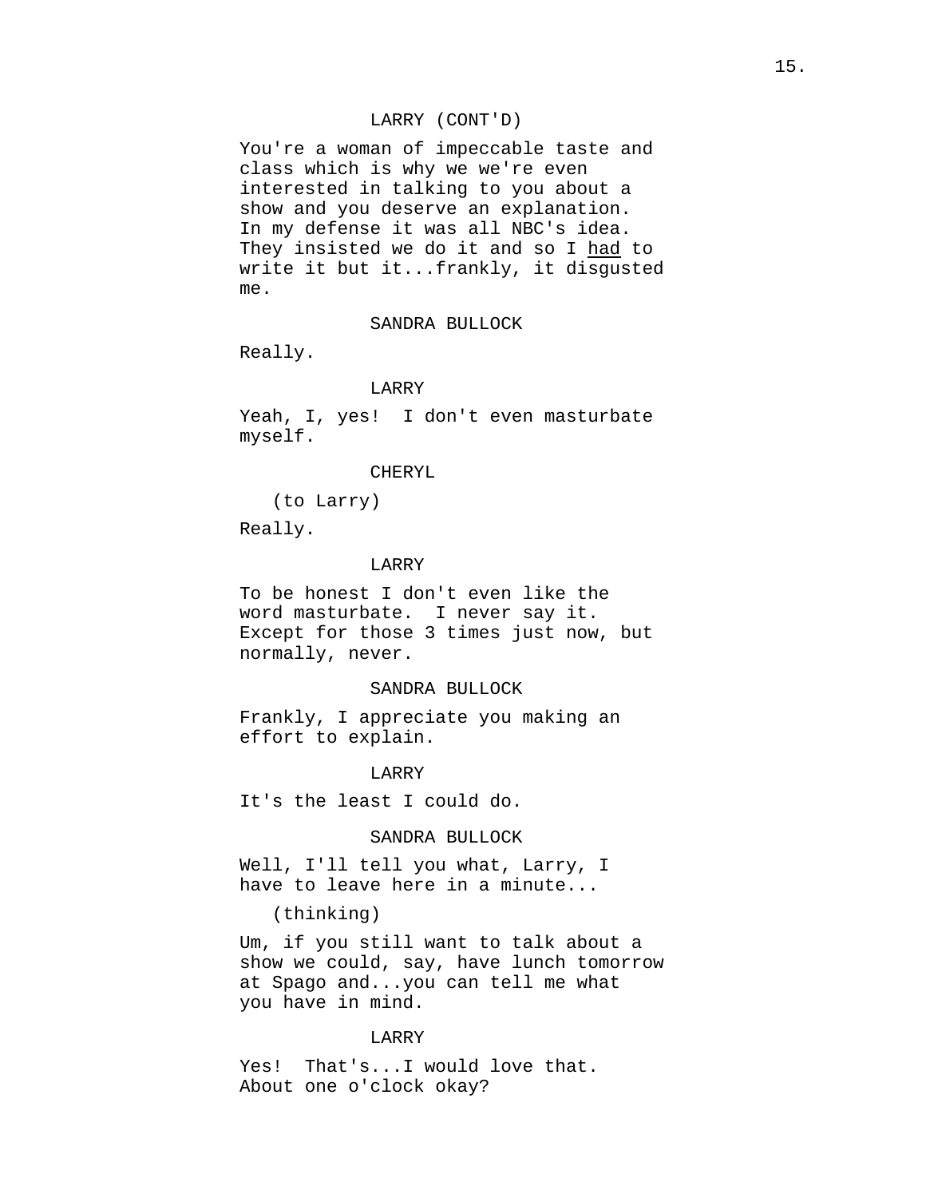LARRY (CONT'D)

You're a woman of impeccable taste and class which is why we we're even interested in talking to you about a show and you deserve an explanation. In my defense it was all NBC's idea. They insisted we do it and so I _had_ to write it but it...frankly, it disgusted me.

SANDRA BULLOCK

Really.

LARRY

Yeah, I, yes! I don't even masturbate myself.

CHERYL

(to Larry)

Really.

LARRY

To be honest I don't even like the word masturbate. I never say it. Except for those 3 times just now, but normally, never.

SANDRA BULLOCK

Frankly, I appreciate you making an effort to explain.

LARRY

It's the least I could do.

SANDRA BULLOCK

Well, I'll tell you what, Larry, I have to leave here in a minute...

(thinking)

Um, if you still want to talk about a show we could, say, have lunch tomorrow at Spago and...you can tell me what you have in mind.

LARRY

Yes! That's...I would love that. About one o'clock okay?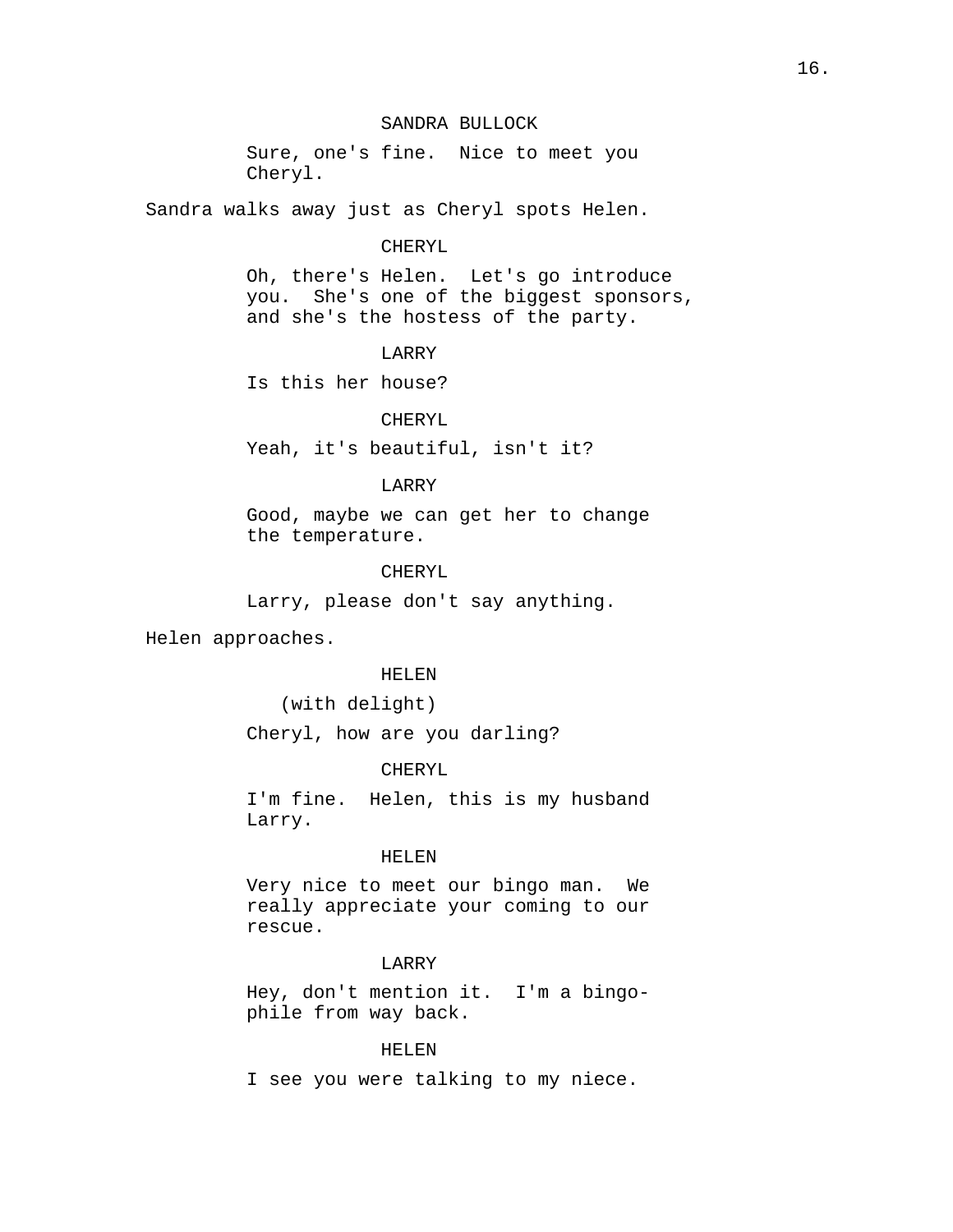SANDRA BULLOCK

Sure, one's fine. Nice to meet you Cheryl.

Sandra walks away just as Cheryl spots Helen.

CHERYL

Oh, there's Helen. Let's go introduce you. She's one of the biggest sponsors, and she's the hostess of the party.

LARRY

Is this her house?

CHERYL

Yeah, it's beautiful, isn't it?

LARRY

Good, maybe we can get her to change the temperature.

CHERYL

Larry, please don't say anything.

Helen approaches.

HELEN

(with delight)

Cheryl, how are you darling?

CHERYL

I'm fine. Helen, this is my husband Larry.

HELEN

Very nice to meet our bingo man. We really appreciate your coming to our rescue.

LARRY

Hey, don't mention it. I'm a bingo-phile from way back.

HELEN

I see you were talking to my niece.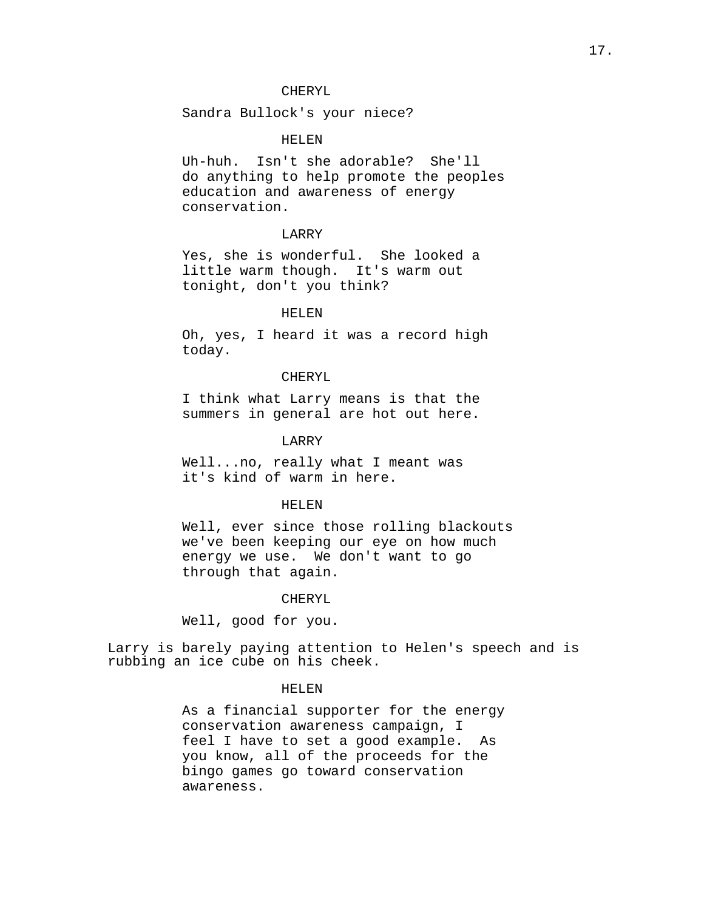CHERYL

Sandra Bullock's your niece?

HELEN

Uh-huh.  Isn't she adorable?  She'll do anything to help promote the peoples education and awareness of energy conservation.

LARRY

Yes, she is wonderful.  She looked a little warm though.  It's warm out tonight, don't you think?

HELEN

Oh, yes, I heard it was a record high today.

CHERYL

I think what Larry means is that the summers in general are hot out here.

LARRY

Well...no, really what I meant was it's kind of warm in here.

HELEN

Well, ever since those rolling blackouts we've been keeping our eye on how much energy we use.  We don't want to go through that again.

CHERYL

Well, good for you.

Larry is barely paying attention to Helen's speech and is rubbing an ice cube on his cheek.

HELEN

As a financial supporter for the energy conservation awareness campaign, I feel I have to set a good example.  As you know, all of the proceeds for the bingo games go toward conservation awareness.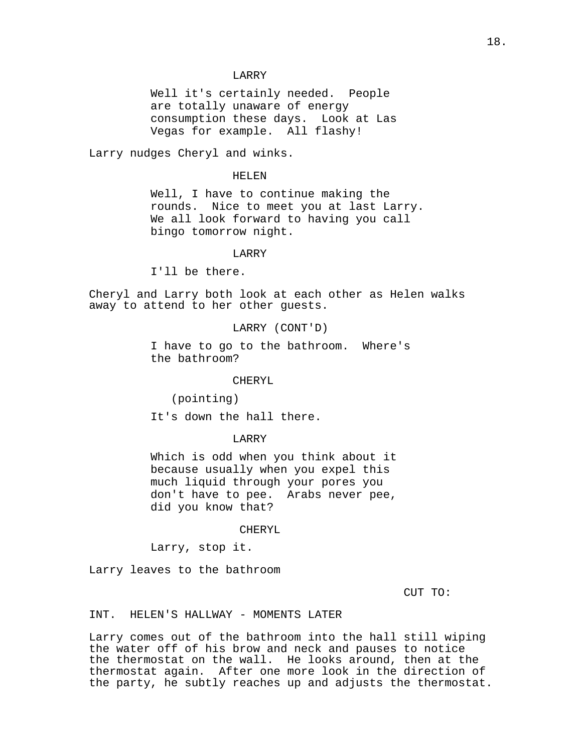LARRY

Well it's certainly needed. People are totally unaware of energy consumption these days. Look at Las Vegas for example. All flashy!

Larry nudges Cheryl and winks.

HELEN

Well, I have to continue making the rounds. Nice to meet you at last Larry. We all look forward to having you call bingo tomorrow night.

LARRY

I'll be there.

Cheryl and Larry both look at each other as Helen walks away to attend to her other guests.

LARRY (CONT'D)

I have to go to the bathroom. Where's the bathroom?

CHERYL

(pointing)

It's down the hall there.

LARRY

Which is odd when you think about it because usually when you expel this much liquid through your pores you don't have to pee. Arabs never pee, did you know that?

CHERYL

Larry, stop it.

Larry leaves to the bathroom

CUT TO:

INT. HELEN'S HALLWAY - MOMENTS LATER

Larry comes out of the bathroom into the hall still wiping the water off of his brow and neck and pauses to notice the thermostat on the wall. He looks around, then at the thermostat again. After one more look in the direction of the party, he subtly reaches up and adjusts the thermostat.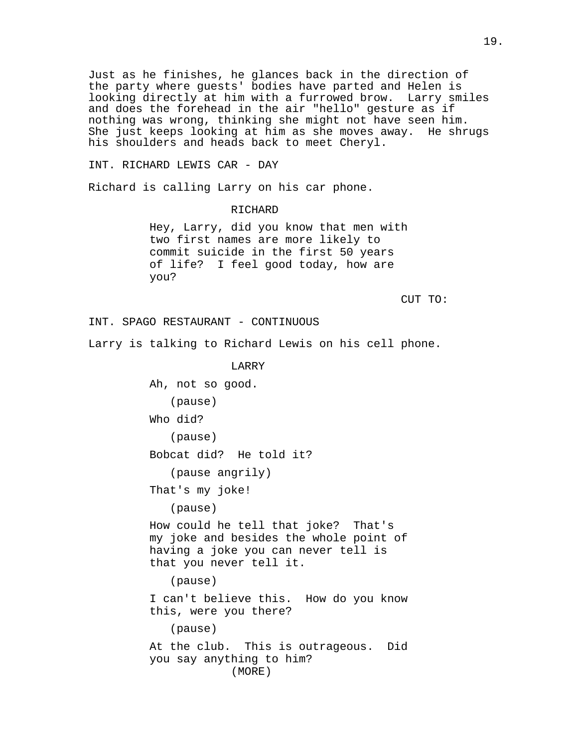Just as he finishes, he glances back in the direction of the party where guests' bodies have parted and Helen is looking directly at him with a furrowed brow. Larry smiles and does the forehead in the air "hello" gesture as if nothing was wrong, thinking she might not have seen him. She just keeps looking at him as she moves away. He shrugs his shoulders and heads back to meet Cheryl.

INT. RICHARD LEWIS CAR - DAY

Richard is calling Larry on his car phone.

RICHARD

Hey, Larry, did you know that men with two first names are more likely to commit suicide in the first 50 years of life? I feel good today, how are you?

CUT TO:

INT. SPAGO RESTAURANT - CONTINUOUS

Larry is talking to Richard Lewis on his cell phone.

LARRY

Ah, not so good.

(pause)

Who did?

(pause)

Bobcat did? He told it?

(pause angrily)

That's my joke!

(pause)

How could he tell that joke? That's my joke and besides the whole point of having a joke you can never tell is that you never tell it.

(pause)

I can't believe this. How do you know this, were you there?

(pause)

At the club. This is outrageous. Did you say anything to him?

(MORE)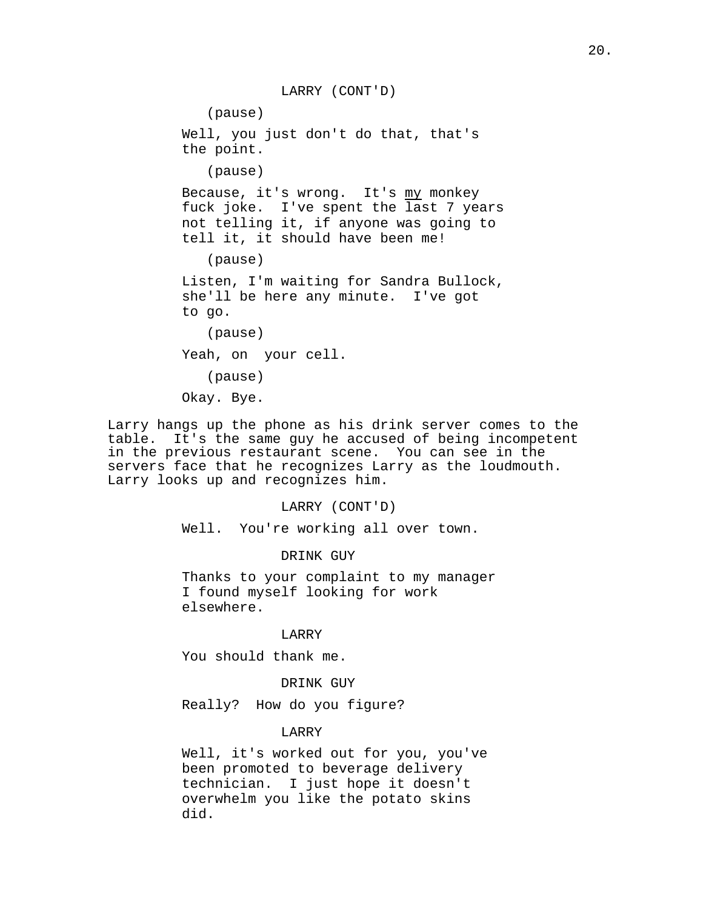LARRY (CONT'D)

(pause)

Well, you just don't do that, that's the point.

(pause)

Because, it's wrong. It's <u>my</u> monkey fuck joke. I've spent the last 7 years not telling it, if anyone was going to tell it, it should have been me!

(pause)

Listen, I'm waiting for Sandra Bullock, she'll be here any minute. I've got to go.

(pause)

Yeah, on your cell.

(pause)

Okay. Bye.

Larry hangs up the phone as his drink server comes to the table. It's the same guy he accused of being incompetent in the previous restaurant scene. You can see in the servers face that he recognizes Larry as the loudmouth. Larry looks up and recognizes him.

LARRY (CONT'D)

Well. You're working all over town.

DRINK GUY

Thanks to your complaint to my manager I found myself looking for work elsewhere.

LARRY

You should thank me.

DRINK GUY

Really? How do you figure?

LARRY

Well, it's worked out for you, you've been promoted to beverage delivery technician. I just hope it doesn't overwhelm you like the potato skins did.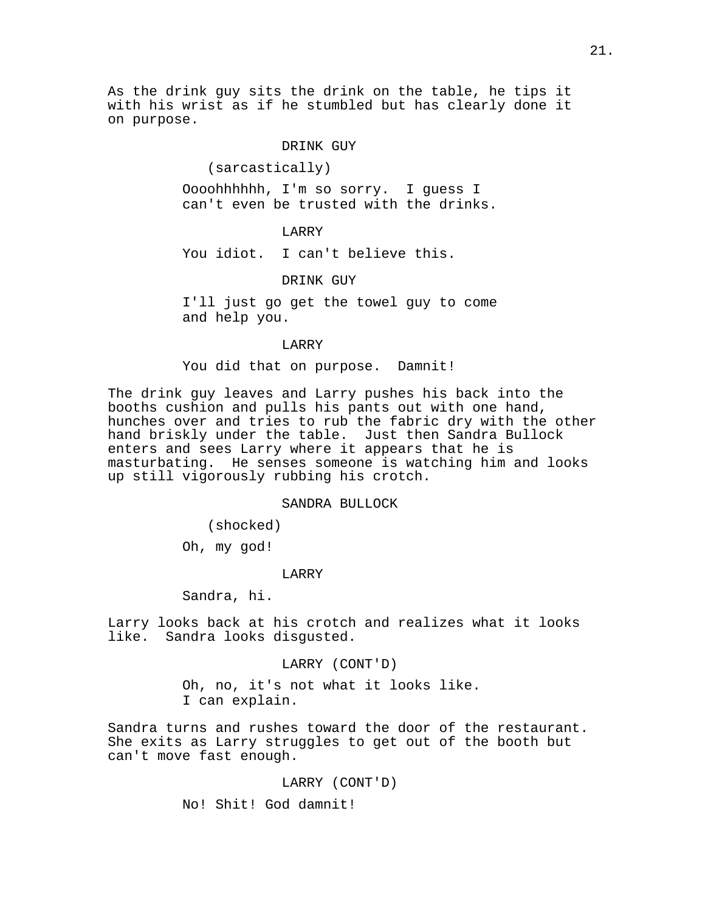As the drink guy sits the drink on the table, he tips it with his wrist as if he stumbled but has clearly done it on purpose.

DRINK GUY

(sarcastically)

Oooohhhhhh, I'm so sorry. I guess I can't even be trusted with the drinks.

LARRY

You idiot. I can't believe this.

DRINK GUY

I'll just go get the towel guy to come and help you.

LARRY

You did that on purpose. Damnit!

The drink guy leaves and Larry pushes his back into the booths cushion and pulls his pants out with one hand, hunches over and tries to rub the fabric dry with the other hand briskly under the table. Just then Sandra Bullock enters and sees Larry where it appears that he is masturbating. He senses someone is watching him and looks up still vigorously rubbing his crotch.

SANDRA BULLOCK

(shocked)

Oh, my god!

LARRY

Sandra, hi.

Larry looks back at his crotch and realizes what it looks like. Sandra looks disgusted.

LARRY (CONT'D)

Oh, no, it's not what it looks like. I can explain.

Sandra turns and rushes toward the door of the restaurant. She exits as Larry struggles to get out of the booth but can't move fast enough.

LARRY (CONT'D)

No! Shit! God damnit!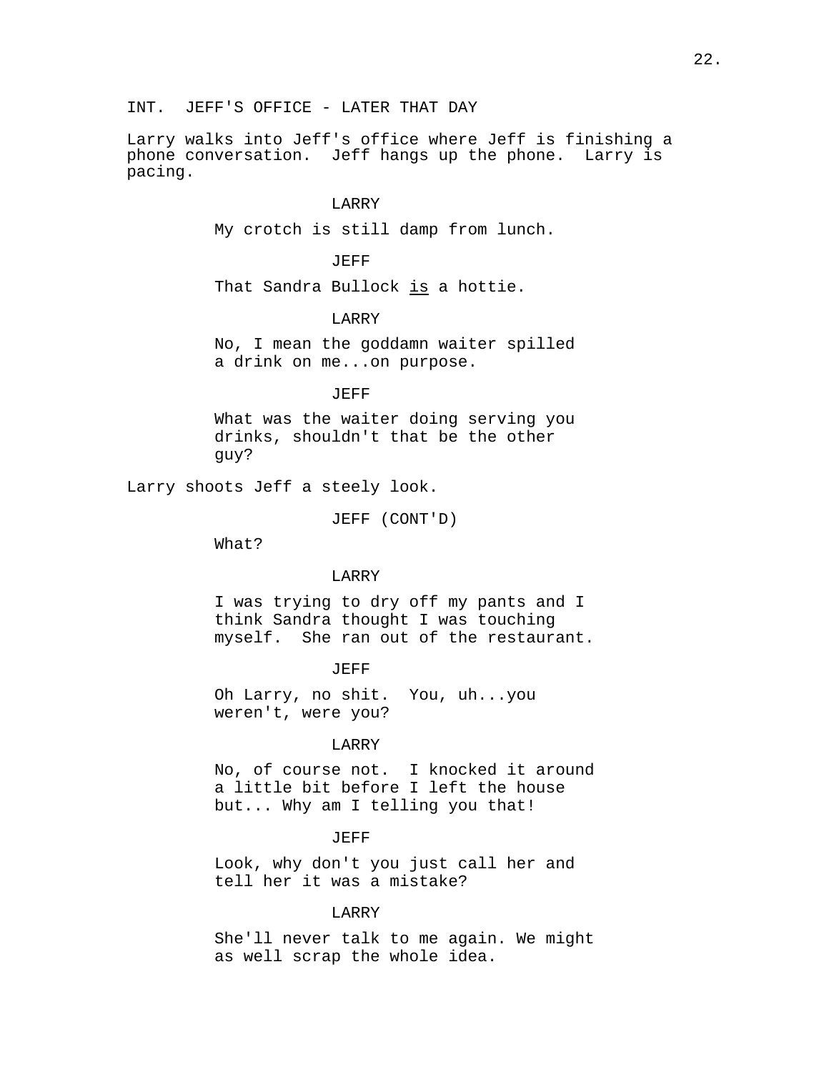INT.  JEFF'S OFFICE - LATER THAT DAY

Larry walks into Jeff's office where Jeff is finishing a phone conversation.  Jeff hangs up the phone.  Larry is pacing.

LARRY

My crotch is still damp from lunch.

JEFF

That Sandra Bullock <u>is</u> a hottie.

LARRY

No, I mean the goddamn waiter spilled a drink on me...on purpose.

JEFF

What was the waiter doing serving you drinks, shouldn't that be the other guy?

Larry shoots Jeff a steely look.

JEFF (CONT'D)

What?

LARRY

I was trying to dry off my pants and I think Sandra thought I was touching myself.  She ran out of the restaurant.

JEFF

Oh Larry, no shit.  You, uh...you weren't, were you?

LARRY

No, of course not.  I knocked it around a little bit before I left the house but... Why am I telling you that!

JEFF

Look, why don't you just call her and tell her it was a mistake?

LARRY

She'll never talk to me again. We might as well scrap the whole idea.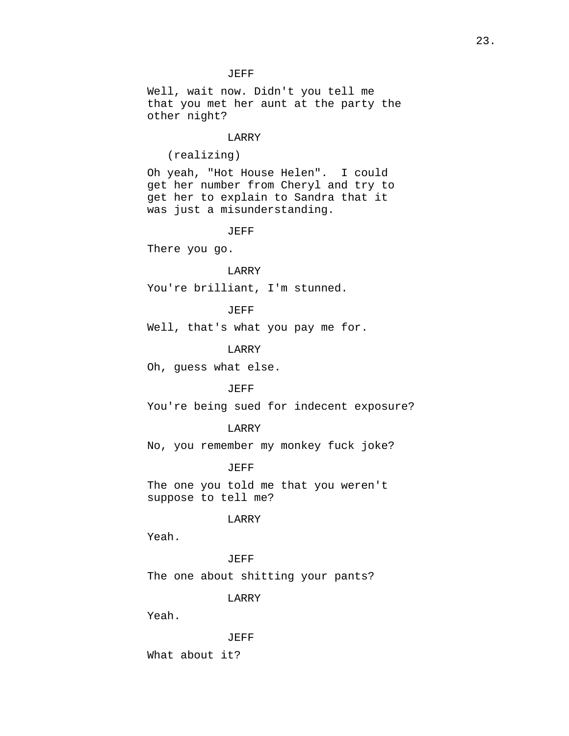JEFF

Well, wait now. Didn't you tell me that you met her aunt at the party the other night?

LARRY

(realizing)

Oh yeah, "Hot House Helen". I could get her number from Cheryl and try to get her to explain to Sandra that it was just a misunderstanding.

JEFF

There you go.

LARRY

You're brilliant, I'm stunned.

JEFF

Well, that's what you pay me for.

LARRY

Oh, guess what else.

JEFF

You're being sued for indecent exposure?

LARRY

No, you remember my monkey fuck joke?

JEFF

The one you told me that you weren't suppose to tell me?

LARRY

Yeah.

JEFF

The one about shitting your pants?

LARRY

Yeah.

JEFF

What about it?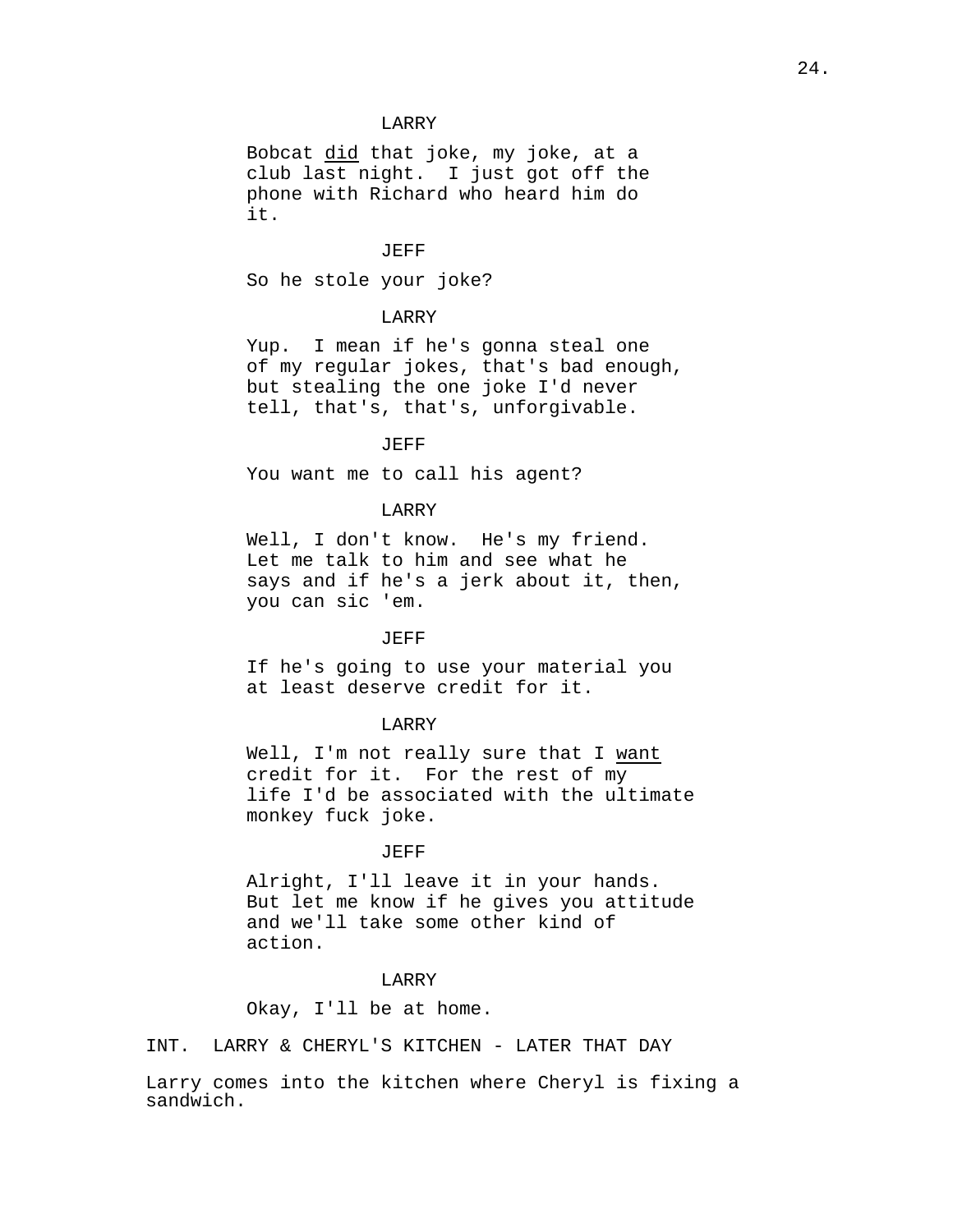LARRY

Bobcat _did_ that joke, my joke, at a club last night. I just got off the phone with Richard who heard him do it.

JEFF

So he stole your joke?

LARRY

Yup. I mean if he's gonna steal one of my regular jokes, that's bad enough, but stealing the one joke I'd never tell, that's, that's, unforgivable.

JEFF

You want me to call his agent?

LARRY

Well, I don't know. He's my friend. Let me talk to him and see what he says and if he's a jerk about it, then, you can sic 'em.

JEFF

If he's going to use your material you at least deserve credit for it.

LARRY

Well, I'm not really sure that I _want_ credit for it. For the rest of my life I'd be associated with the ultimate monkey fuck joke.

JEFF

Alright, I'll leave it in your hands. But let me know if he gives you attitude and we'll take some other kind of action.

LARRY

Okay, I'll be at home.

INT. LARRY & CHERYL'S KITCHEN - LATER THAT DAY

Larry comes into the kitchen where Cheryl is fixing a sandwich.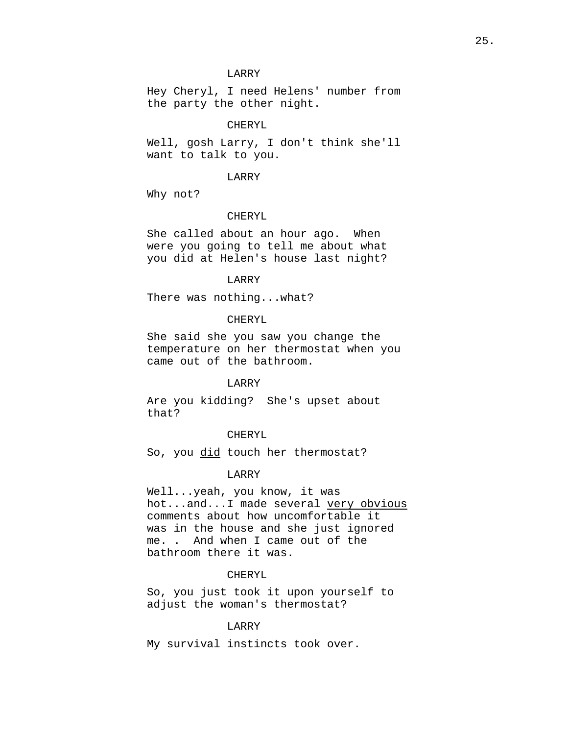LARRY

Hey Cheryl, I need Helens' number from the party the other night.

CHERYL

Well, gosh Larry, I don't think she'll want to talk to you.

LARRY

Why not?

CHERYL

She called about an hour ago. When were you going to tell me about what you did at Helen's house last night?

LARRY

There was nothing...what?

CHERYL

She said she you saw you change the temperature on her thermostat when you came out of the bathroom.

LARRY

Are you kidding? She's upset about that?

CHERYL

So, you <u>did</u> touch her thermostat?

LARRY

Well...yeah, you know, it was hot...and...I made several <u>very obvious</u> comments about how uncomfortable it was in the house and she just ignored me. . And when I came out of the bathroom there it was.

CHERYL

So, you just took it upon yourself to adjust the woman's thermostat?

LARRY

My survival instincts took over.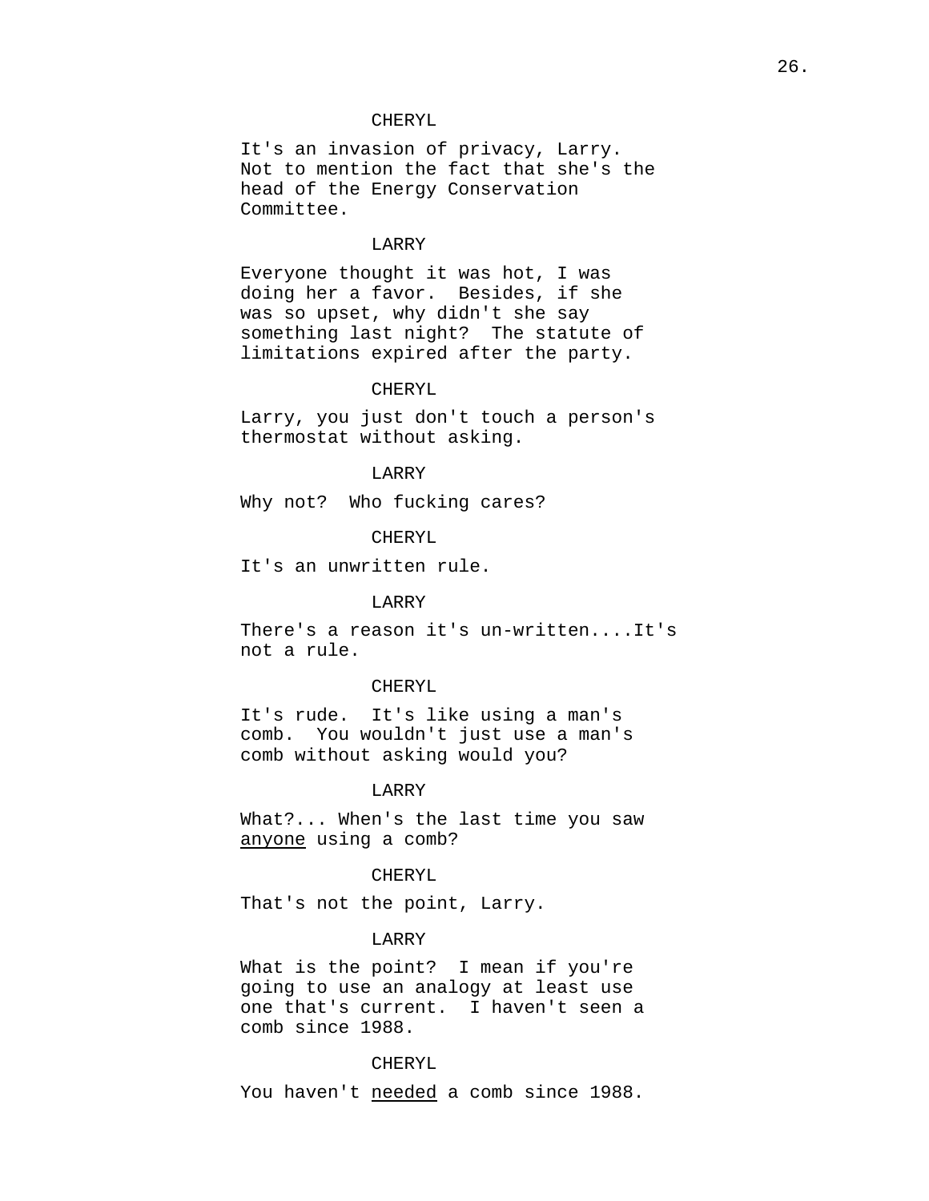CHERYL

It's an invasion of privacy, Larry. Not to mention the fact that she's the head of the Energy Conservation Committee.

LARRY

Everyone thought it was hot, I was doing her a favor. Besides, if she was so upset, why didn't she say something last night? The statute of limitations expired after the party.

CHERYL

Larry, you just don't touch a person's thermostat without asking.

LARRY

Why not? Who fucking cares?

CHERYL

It's an unwritten rule.

LARRY

There's a reason it's un-written....It's not a rule.

CHERYL

It's rude. It's like using a man's comb. You wouldn't just use a man's comb without asking would you?

LARRY

What?... When's the last time you saw <u>anyone</u> using a comb?

CHERYL

That's not the point, Larry.

LARRY

What is the point? I mean if you're going to use an analogy at least use one that's current. I haven't seen a comb since 1988.

CHERYL

You haven't <u>needed</u> a comb since 1988.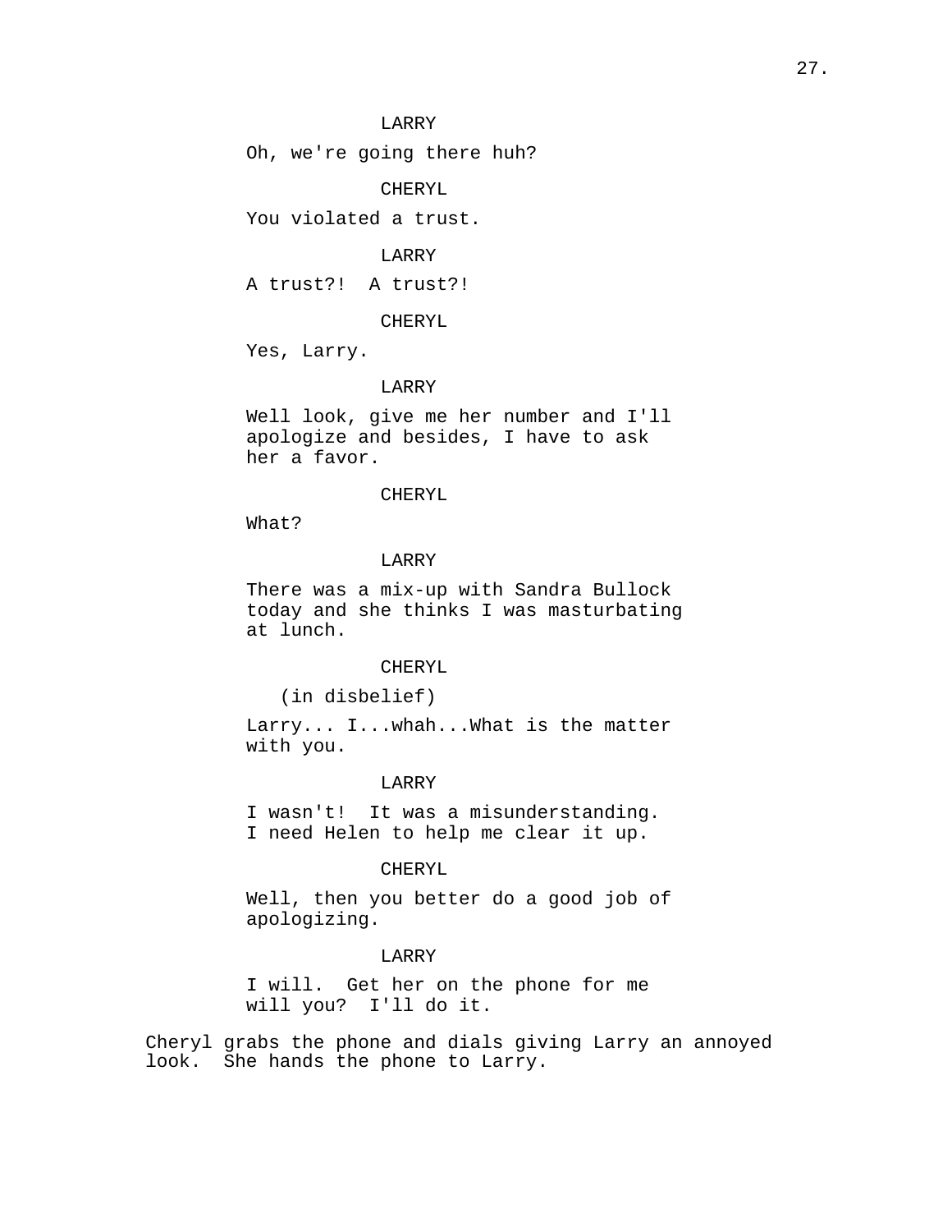LARRY

Oh, we're going there huh?

CHERYL

You violated a trust.

LARRY

A trust?!  A trust?!

CHERYL

Yes, Larry.

LARRY

Well look, give me her number and I'll apologize and besides, I have to ask her a favor.

CHERYL

What?

LARRY

There was a mix-up with Sandra Bullock today and she thinks I was masturbating at lunch.

CHERYL

(in disbelief)

Larry... I...whah...What is the matter with you.

LARRY

I wasn't!  It was a misunderstanding. I need Helen to help me clear it up.

CHERYL

Well, then you better do a good job of apologizing.

LARRY

I will.  Get her on the phone for me will you?  I'll do it.

Cheryl grabs the phone and dials giving Larry an annoyed look.  She hands the phone to Larry.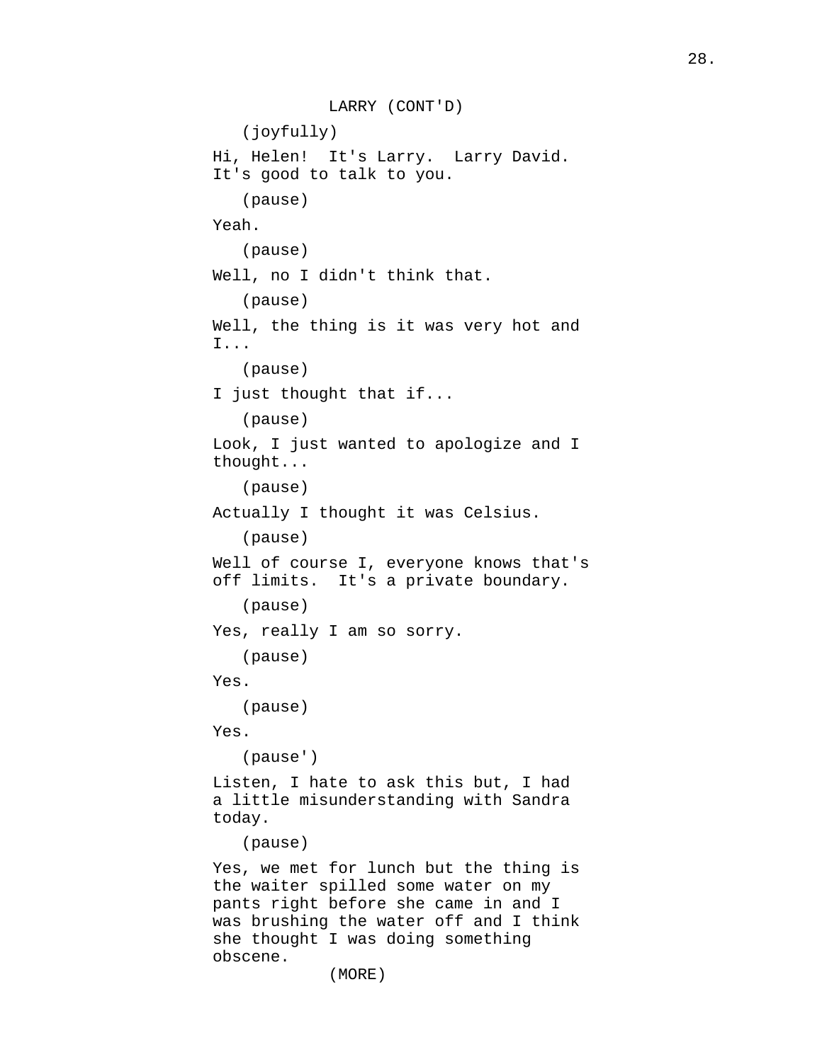LARRY (CONT'D)

(joyfully)

Hi, Helen!  It's Larry.  Larry David. It's good to talk to you.

(pause)

Yeah.

(pause)

Well, no I didn't think that.

(pause)

Well, the thing is it was very hot and I...

(pause)

I just thought that if...

(pause)

Look, I just wanted to apologize and I thought...

(pause)

Actually I thought it was Celsius.

(pause)

Well of course I, everyone knows that's off limits.  It's a private boundary.

(pause)

Yes, really I am so sorry.

(pause)

Yes.

(pause)

Yes.

(pause')

Listen, I hate to ask this but, I had a little misunderstanding with Sandra today.

(pause)

Yes, we met for lunch but the thing is the waiter spilled some water on my pants right before she came in and I was brushing the water off and I think she thought I was doing something obscene.

(MORE)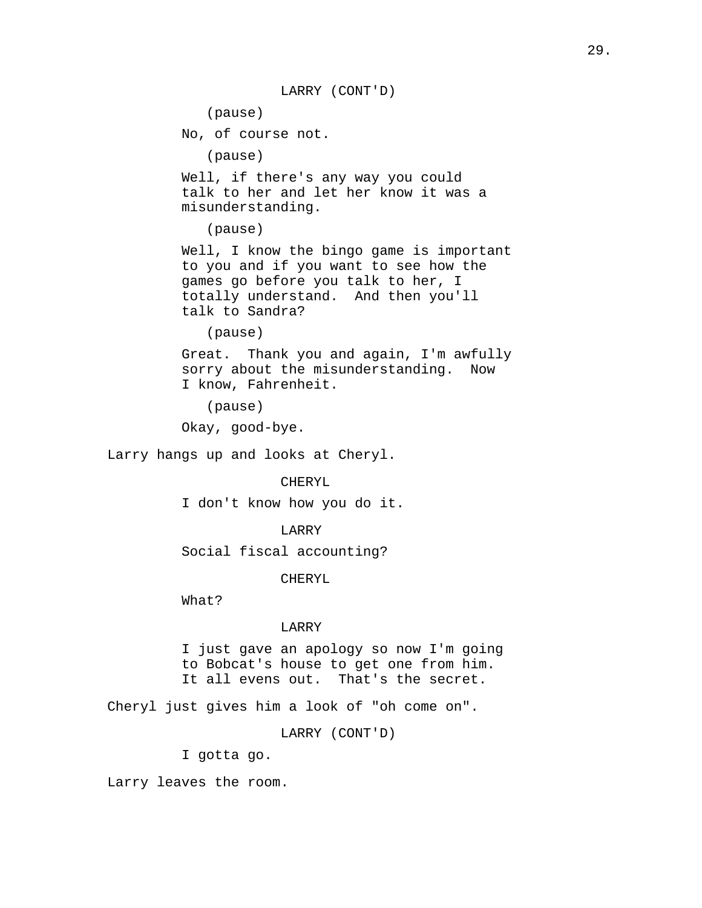LARRY (CONT'D)

(pause)

No, of course not.

(pause)

Well, if there's any way you could talk to her and let her know it was a misunderstanding.

(pause)

Well, I know the bingo game is important to you and if you want to see how the games go before you talk to her, I totally understand.  And then you'll talk to Sandra?

(pause)

Great.  Thank you and again, I'm awfully sorry about the misunderstanding.  Now I know, Fahrenheit.

(pause)

Okay, good-bye.

Larry hangs up and looks at Cheryl.

CHERYL

I don't know how you do it.

LARRY

Social fiscal accounting?

CHERYL

What?

LARRY

I just gave an apology so now I'm going to Bobcat's house to get one from him. It all evens out.  That's the secret.

Cheryl just gives him a look of "oh come on".

LARRY (CONT'D)

I gotta go.

Larry leaves the room.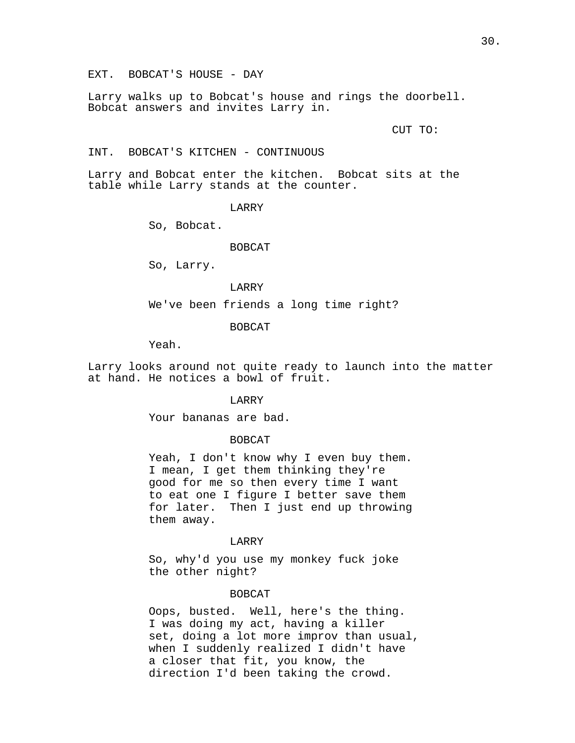EXT. BOBCAT'S HOUSE - DAY

Larry walks up to Bobcat's house and rings the doorbell. Bobcat answers and invites Larry in.

CUT TO:

INT. BOBCAT'S KITCHEN - CONTINUOUS

Larry and Bobcat enter the kitchen. Bobcat sits at the table while Larry stands at the counter.

LARRY

So, Bobcat.

BOBCAT

So, Larry.

LARRY

We've been friends a long time right?

BOBCAT

Yeah.

Larry looks around not quite ready to launch into the matter at hand. He notices a bowl of fruit.

LARRY

Your bananas are bad.

BOBCAT

Yeah, I don't know why I even buy them. I mean, I get them thinking they're good for me so then every time I want to eat one I figure I better save them for later. Then I just end up throwing them away.

LARRY

So, why'd you use my monkey fuck joke the other night?

BOBCAT

Oops, busted. Well, here's the thing. I was doing my act, having a killer set, doing a lot more improv than usual, when I suddenly realized I didn't have a closer that fit, you know, the direction I'd been taking the crowd.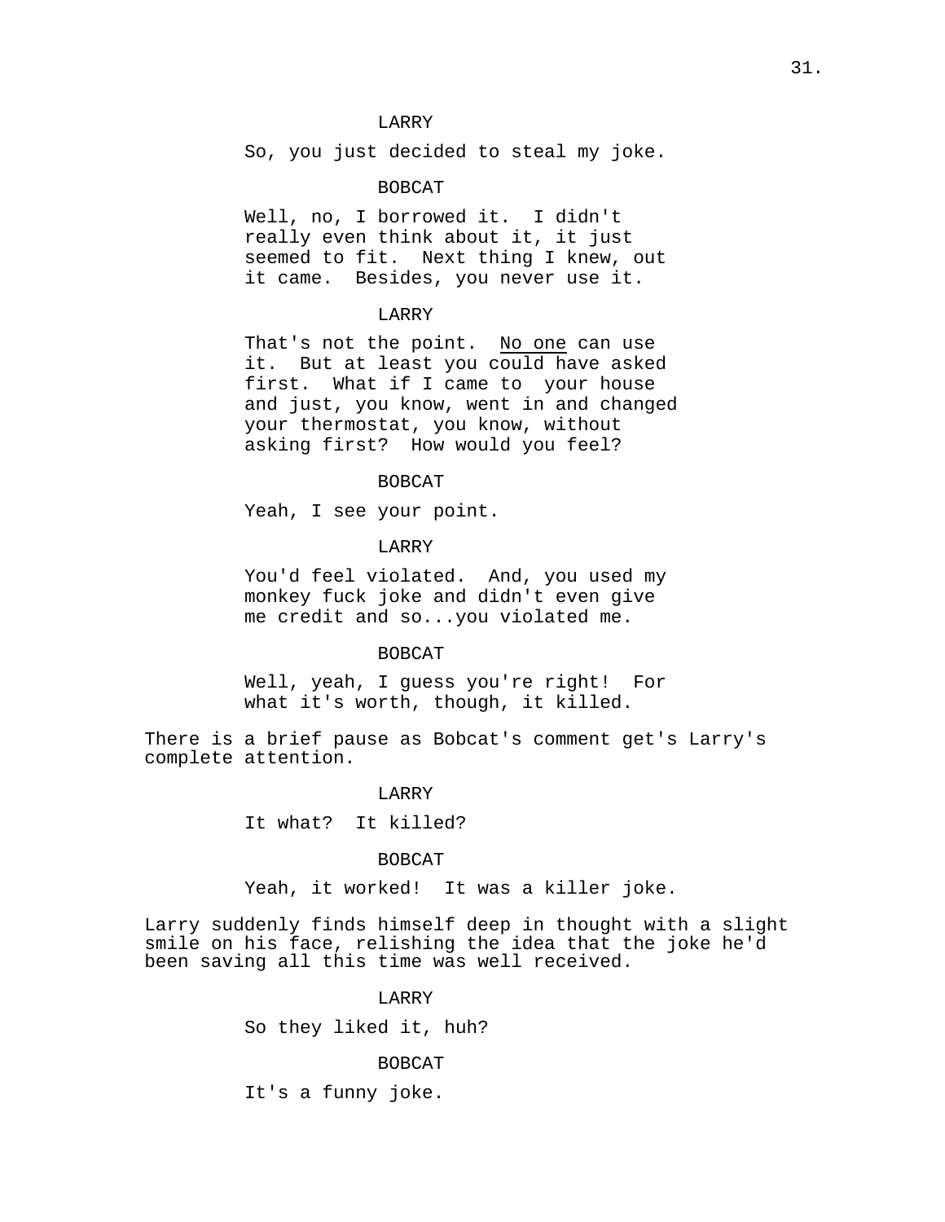LARRY

So, you just decided to steal my joke.

BOBCAT

Well, no, I borrowed it. I didn't really even think about it, it just seemed to fit. Next thing I knew, out it came. Besides, you never use it.

LARRY

That's not the point. <u>No one</u> can use it. But at least you could have asked first. What if I came to your house and just, you know, went in and changed your thermostat, you know, without asking first? How would you feel?

BOBCAT

Yeah, I see your point.

LARRY

You'd feel violated. And, you used my monkey fuck joke and didn't even give me credit and so...you violated me.

BOBCAT

Well, yeah, I guess you're right! For what it's worth, though, it killed.

There is a brief pause as Bobcat's comment get's Larry's complete attention.

LARRY

It what? It killed?

BOBCAT

Yeah, it worked! It was a killer joke.

Larry suddenly finds himself deep in thought with a slight smile on his face, relishing the idea that the joke he'd been saving all this time was well received.

LARRY

So they liked it, huh?

BOBCAT

It's a funny joke.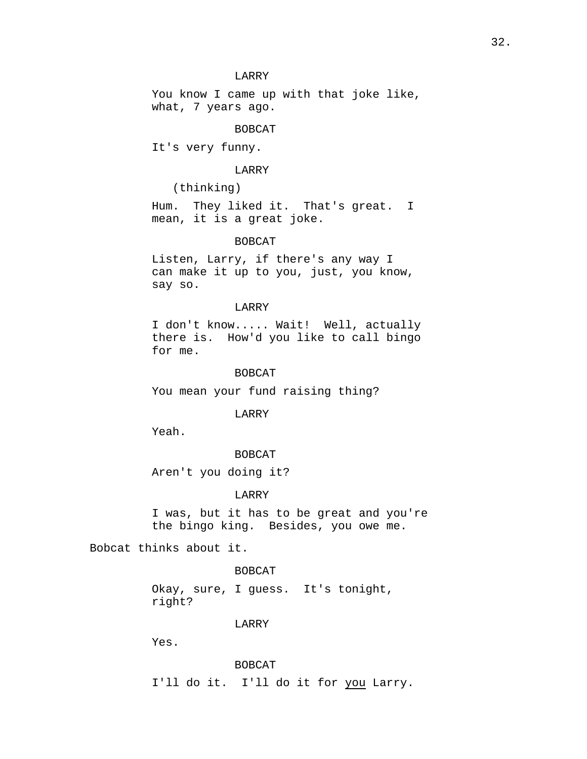LARRY

You know I came up with that joke like, what, 7 years ago.

BOBCAT

It's very funny.

LARRY

(thinking)

Hum. They liked it. That's great. I mean, it is a great joke.

BOBCAT

Listen, Larry, if there's any way I can make it up to you, just, you know, say so.

LARRY

I don't know..... Wait! Well, actually there is. How'd you like to call bingo for me.

BOBCAT

You mean your fund raising thing?

LARRY

Yeah.

BOBCAT

Aren't you doing it?

LARRY

I was, but it has to be great and you're the bingo king. Besides, you owe me.

Bobcat thinks about it.

BOBCAT

Okay, sure, I guess. It's tonight, right?

LARRY

Yes.

BOBCAT

I'll do it. I'll do it for <u>you</u> Larry.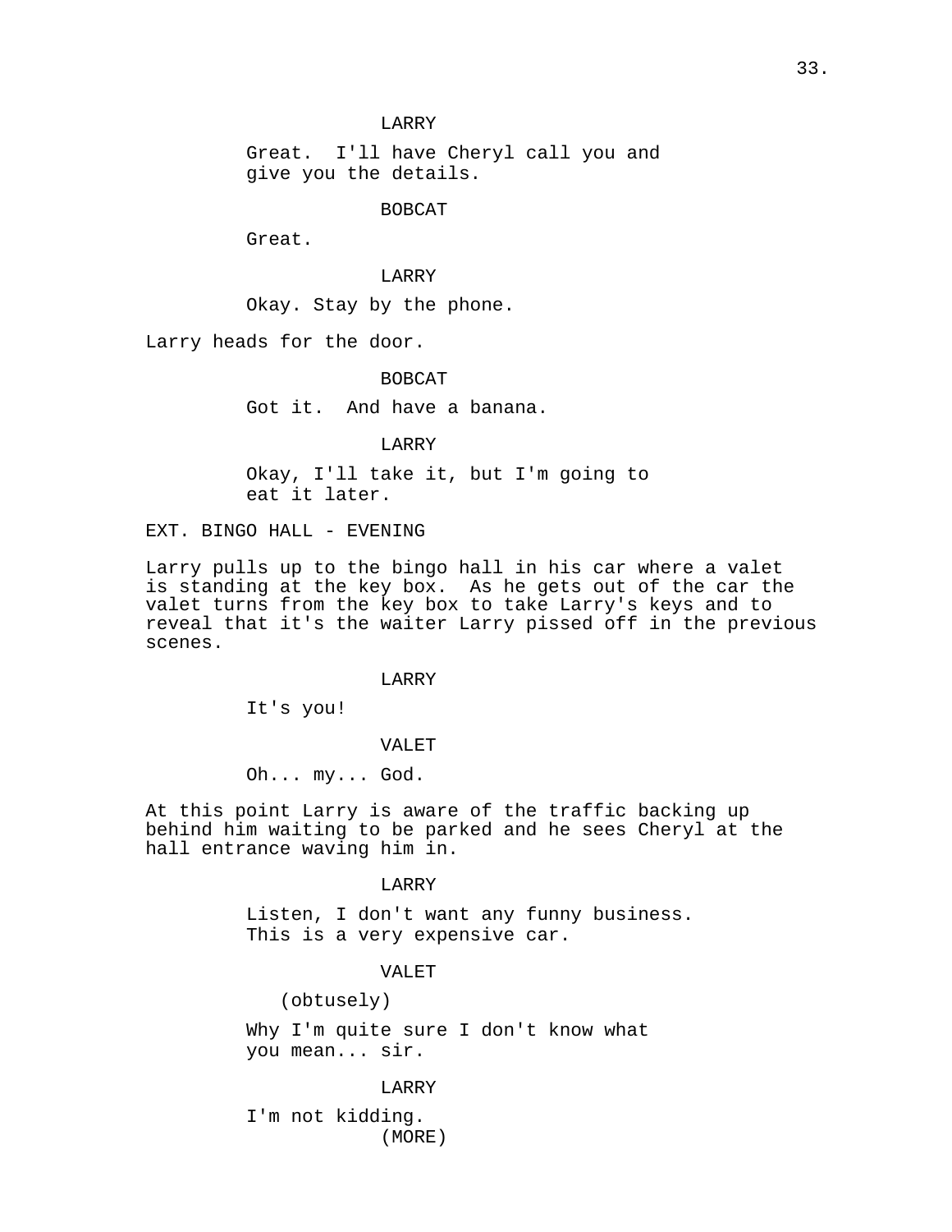LARRY

Great.  I'll have Cheryl call you and give you the details.

BOBCAT

Great.

LARRY

Okay. Stay by the phone.

Larry heads for the door.

BOBCAT

Got it.  And have a banana.

LARRY

Okay, I'll take it, but I'm going to eat it later.

EXT. BINGO HALL - EVENING

Larry pulls up to the bingo hall in his car where a valet is standing at the key box.  As he gets out of the car the valet turns from the key box to take Larry's keys and to reveal that it's the waiter Larry pissed off in the previous scenes.

LARRY

It's you!

VALET

Oh... my... God.

At this point Larry is aware of the traffic backing up behind him waiting to be parked and he sees Cheryl at the hall entrance waving him in.

LARRY

Listen, I don't want any funny business. This is a very expensive car.

VALET

(obtusely)

Why I'm quite sure I don't know what you mean... sir.

LARRY

I'm not kidding.

(MORE)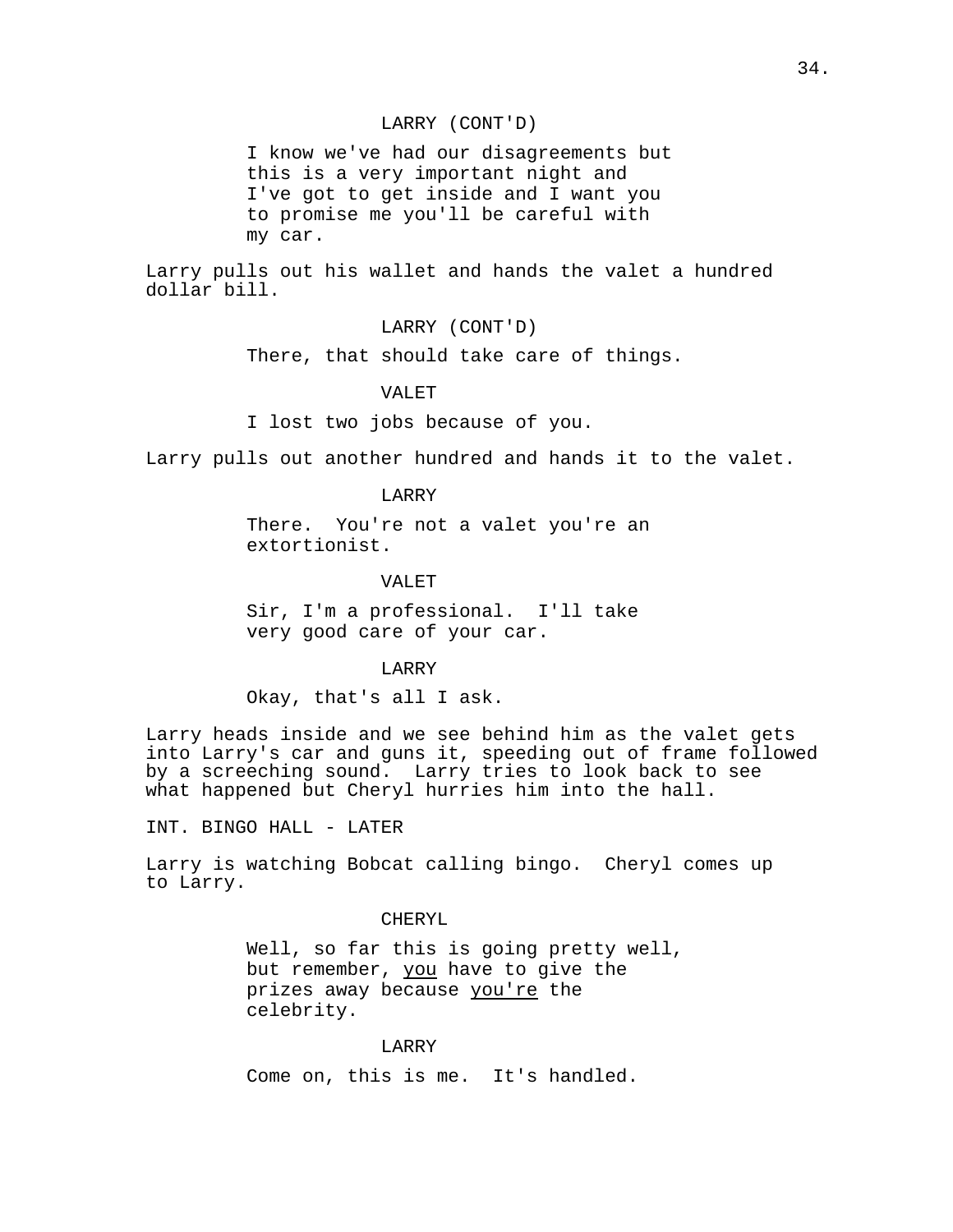LARRY (CONT'D)

I know we've had our disagreements but this is a very important night and I've got to get inside and I want you to promise me you'll be careful with my car.

Larry pulls out his wallet and hands the valet a hundred dollar bill.

LARRY (CONT'D)

There, that should take care of things.

VALET

I lost two jobs because of you.

Larry pulls out another hundred and hands it to the valet.

LARRY

There.  You're not a valet you're an extortionist.

VALET

Sir, I'm a professional.  I'll take very good care of your car.

LARRY

Okay, that's all I ask.

Larry heads inside and we see behind him as the valet gets into Larry's car and guns it, speeding out of frame followed by a screeching sound.  Larry tries to look back to see what happened but Cheryl hurries him into the hall.

INT. BINGO HALL - LATER

Larry is watching Bobcat calling bingo.  Cheryl comes up to Larry.

CHERYL

Well, so far this is going pretty well, but remember, <u>you</u> have to give the prizes away because <u>you're</u> the celebrity.

LARRY

Come on, this is me.  It's handled.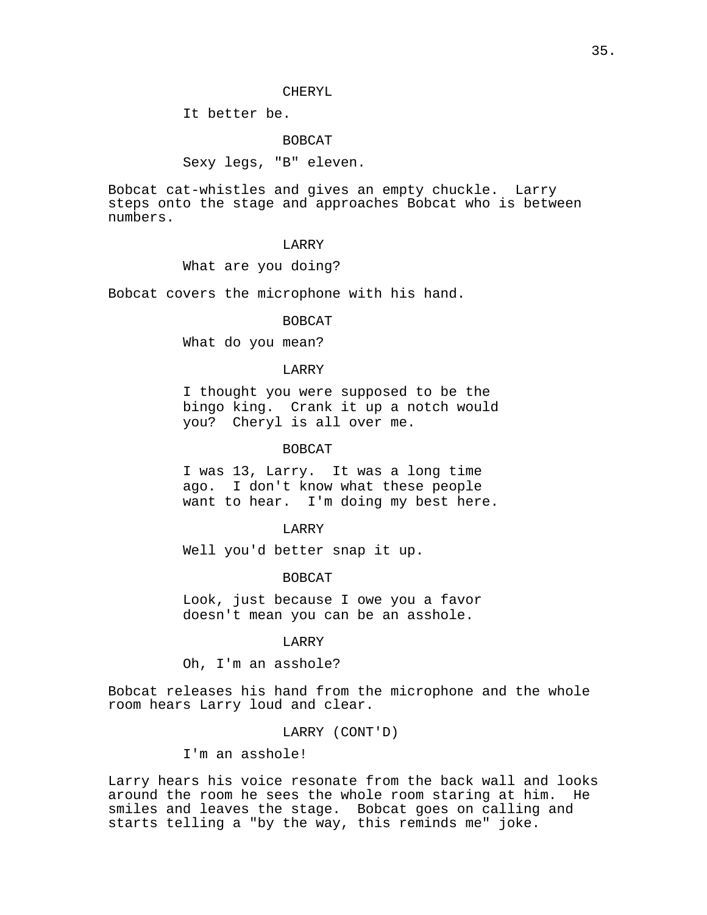CHERYL

It better be.

BOBCAT

Sexy legs, "B" eleven.

Bobcat cat-whistles and gives an empty chuckle. Larry steps onto the stage and approaches Bobcat who is between numbers.

LARRY

What are you doing?

Bobcat covers the microphone with his hand.

BOBCAT

What do you mean?

LARRY

I thought you were supposed to be the bingo king. Crank it up a notch would you? Cheryl is all over me.

BOBCAT

I was 13, Larry. It was a long time ago. I don't know what these people want to hear. I'm doing my best here.

LARRY

Well you'd better snap it up.

BOBCAT

Look, just because I owe you a favor doesn't mean you can be an asshole.

LARRY

Oh, I'm an asshole?

Bobcat releases his hand from the microphone and the whole room hears Larry loud and clear.

LARRY (CONT'D)

I'm an asshole!

Larry hears his voice resonate from the back wall and looks around the room he sees the whole room staring at him. He smiles and leaves the stage. Bobcat goes on calling and starts telling a "by the way, this reminds me" joke.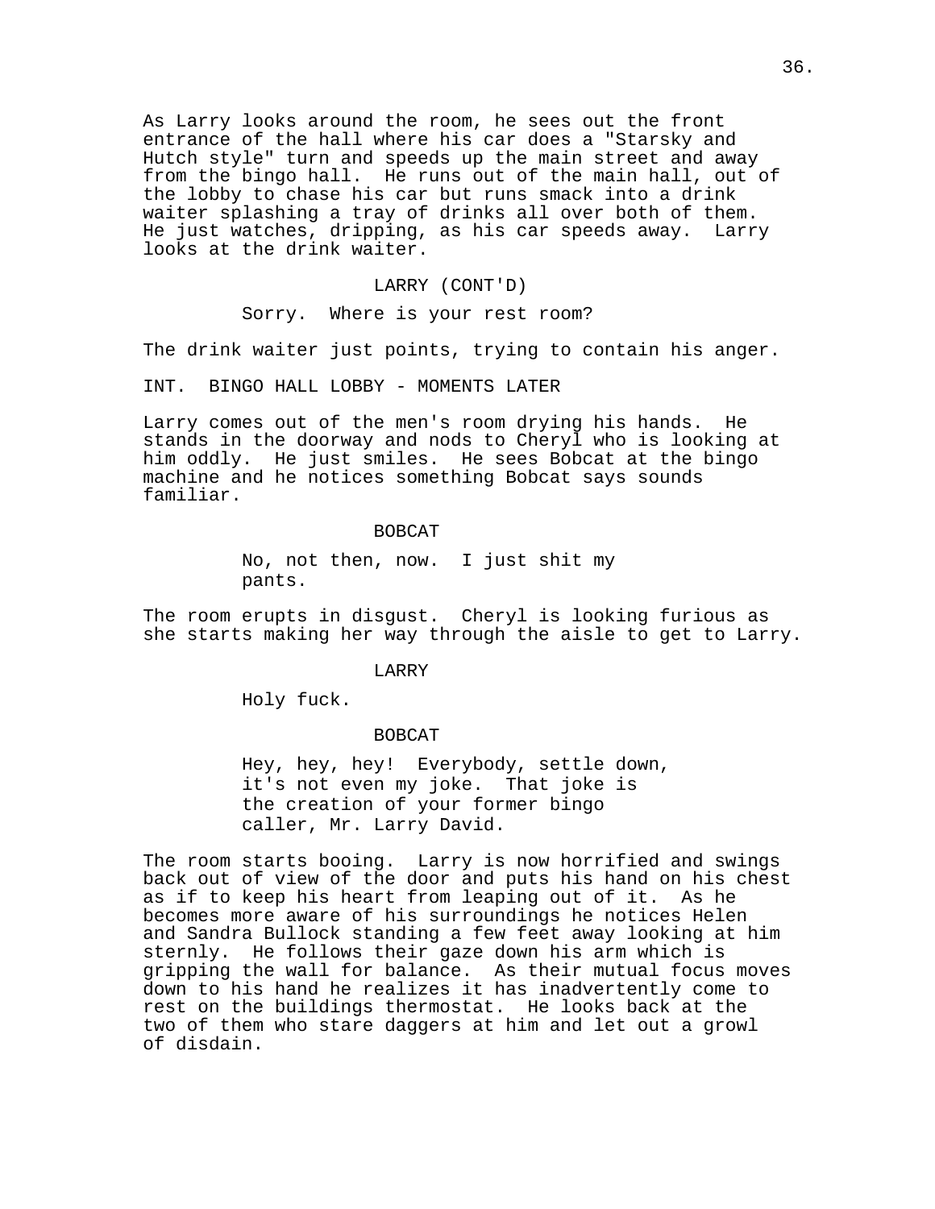As Larry looks around the room, he sees out the front entrance of the hall where his car does a "Starsky and Hutch style" turn and speeds up the main street and away from the bingo hall. He runs out of the main hall, out of the lobby to chase his car but runs smack into a drink waiter splashing a tray of drinks all over both of them. He just watches, dripping, as his car speeds away. Larry looks at the drink waiter.

LARRY (CONT'D)

Sorry. Where is your rest room?

The drink waiter just points, trying to contain his anger.

INT. BINGO HALL LOBBY - MOMENTS LATER

Larry comes out of the men's room drying his hands. He stands in the doorway and nods to Cheryl who is looking at him oddly. He just smiles. He sees Bobcat at the bingo machine and he notices something Bobcat says sounds familiar.

BOBCAT

No, not then, now. I just shit my pants.

The room erupts in disgust. Cheryl is looking furious as she starts making her way through the aisle to get to Larry.

LARRY

Holy fuck.

BOBCAT

Hey, hey, hey! Everybody, settle down, it's not even my joke. That joke is the creation of your former bingo caller, Mr. Larry David.

The room starts booing. Larry is now horrified and swings back out of view of the door and puts his hand on his chest as if to keep his heart from leaping out of it. As he becomes more aware of his surroundings he notices Helen and Sandra Bullock standing a few feet away looking at him sternly. He follows their gaze down his arm which is gripping the wall for balance. As their mutual focus moves down to his hand he realizes it has inadvertently come to rest on the buildings thermostat. He looks back at the two of them who stare daggers at him and let out a growl of disdain.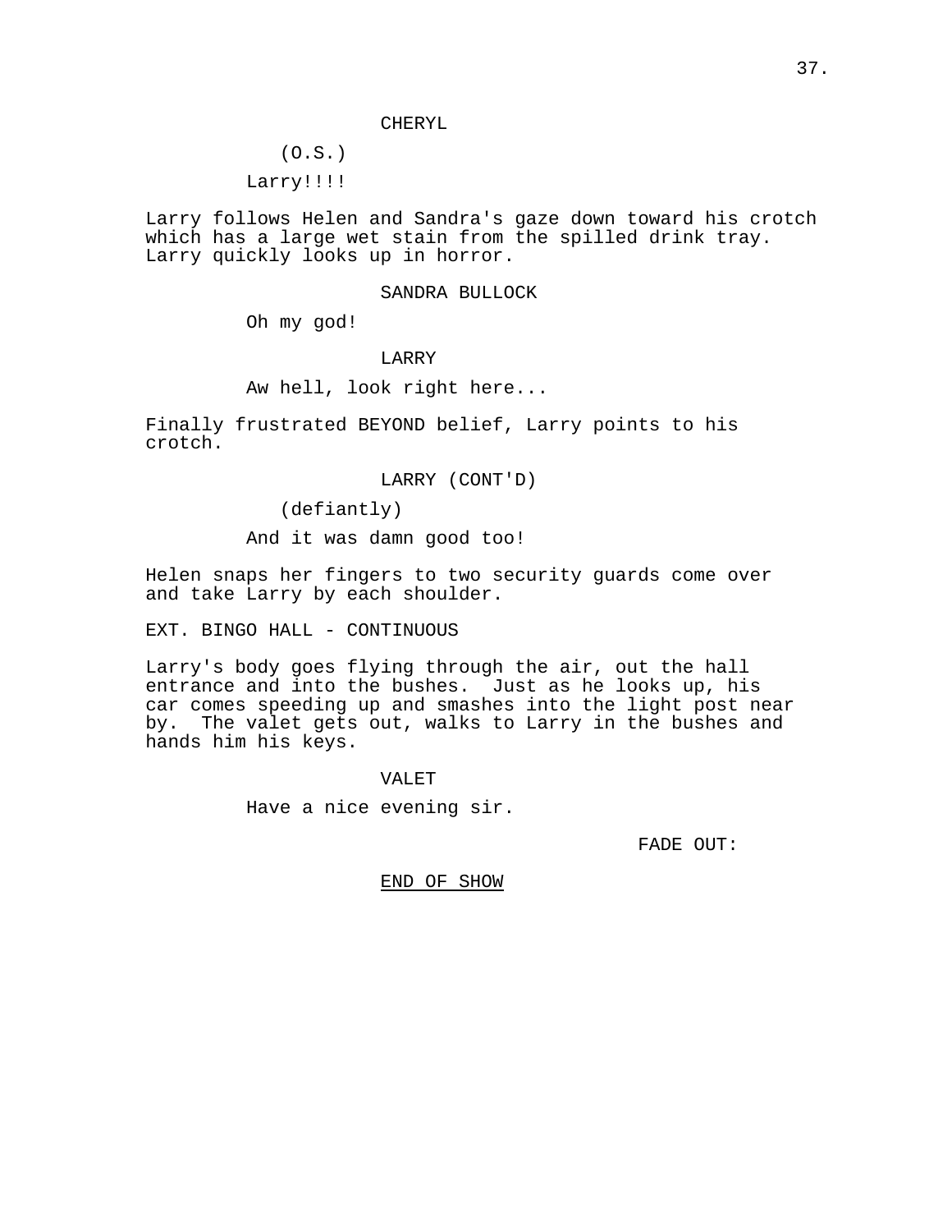CHERYL

(O.S.)

Larry!!!!

Larry follows Helen and Sandra's gaze down toward his crotch which has a large wet stain from the spilled drink tray. Larry quickly looks up in horror.

SANDRA BULLOCK

Oh my god!

LARRY

Aw hell, look right here...

Finally frustrated BEYOND belief, Larry points to his crotch.

LARRY (CONT'D)

(defiantly)

And it was damn good too!

Helen snaps her fingers to two security guards come over and take Larry by each shoulder.

EXT. BINGO HALL - CONTINUOUS

Larry's body goes flying through the air, out the hall entrance and into the bushes. Just as he looks up, his car comes speeding up and smashes into the light post near by. The valet gets out, walks to Larry in the bushes and hands him his keys.

VALET

Have a nice evening sir.

FADE OUT:

END OF SHOW